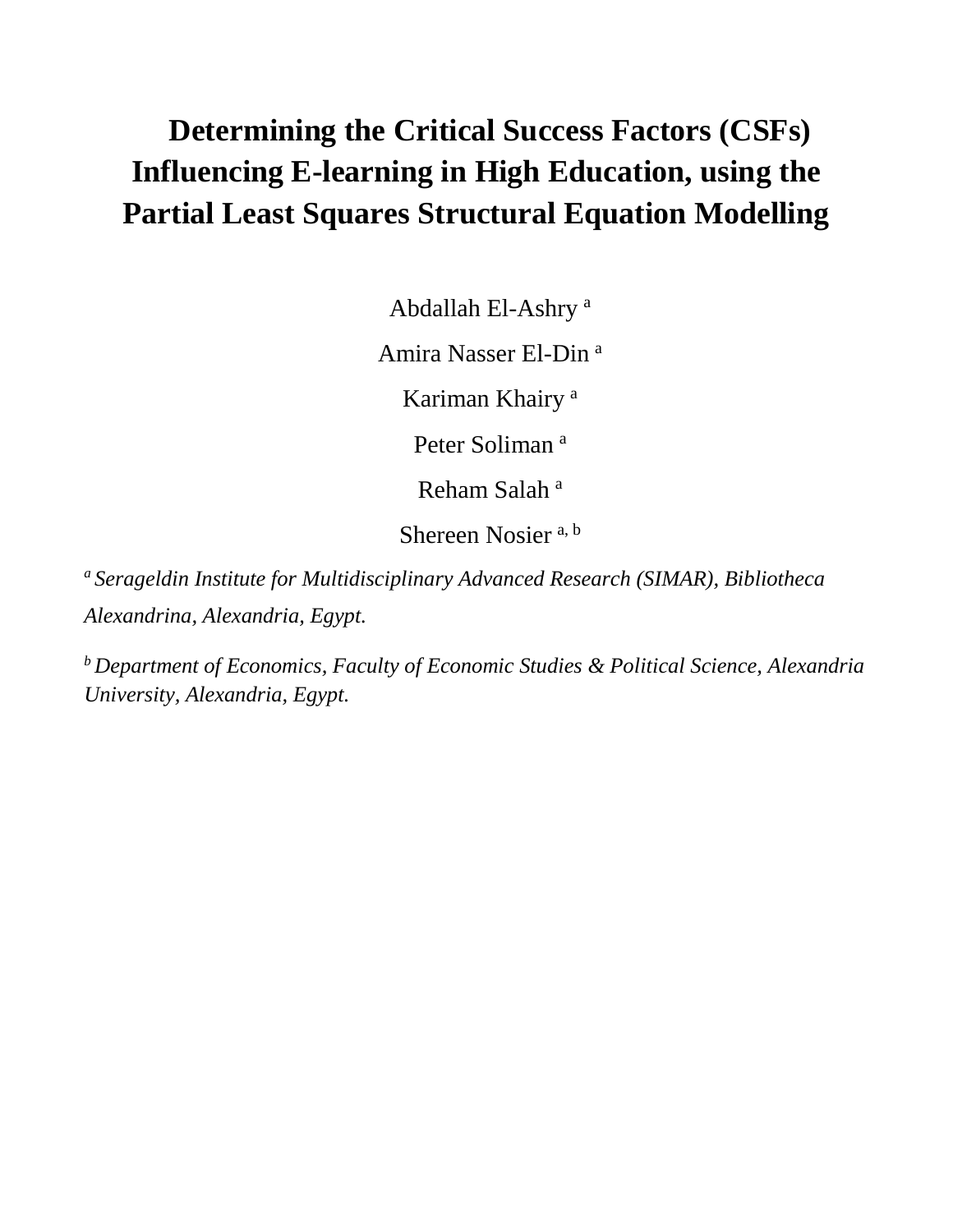# Determining the Critical Success Factors (CSFs) Influencing E-learning in High Education, using the Partial Least Squares Structural Equation Modelling

Abdallah El-Ashry [a]

Amira Nasser El-Din [a]

Kariman Khairy [a]

Peter Soliman [a]

Reham Salah [a]

Shereen Nosier [a, b]

[a] *Serageldin Institute for Multidisciplinary Advanced Research (SIMAR), Bibliotheca Alexandrina, Alexandria, Egypt.*

[b] *Department of Economics, Faculty of Economic Studies & Political Science, Alexandria University, Alexandria, Egypt.*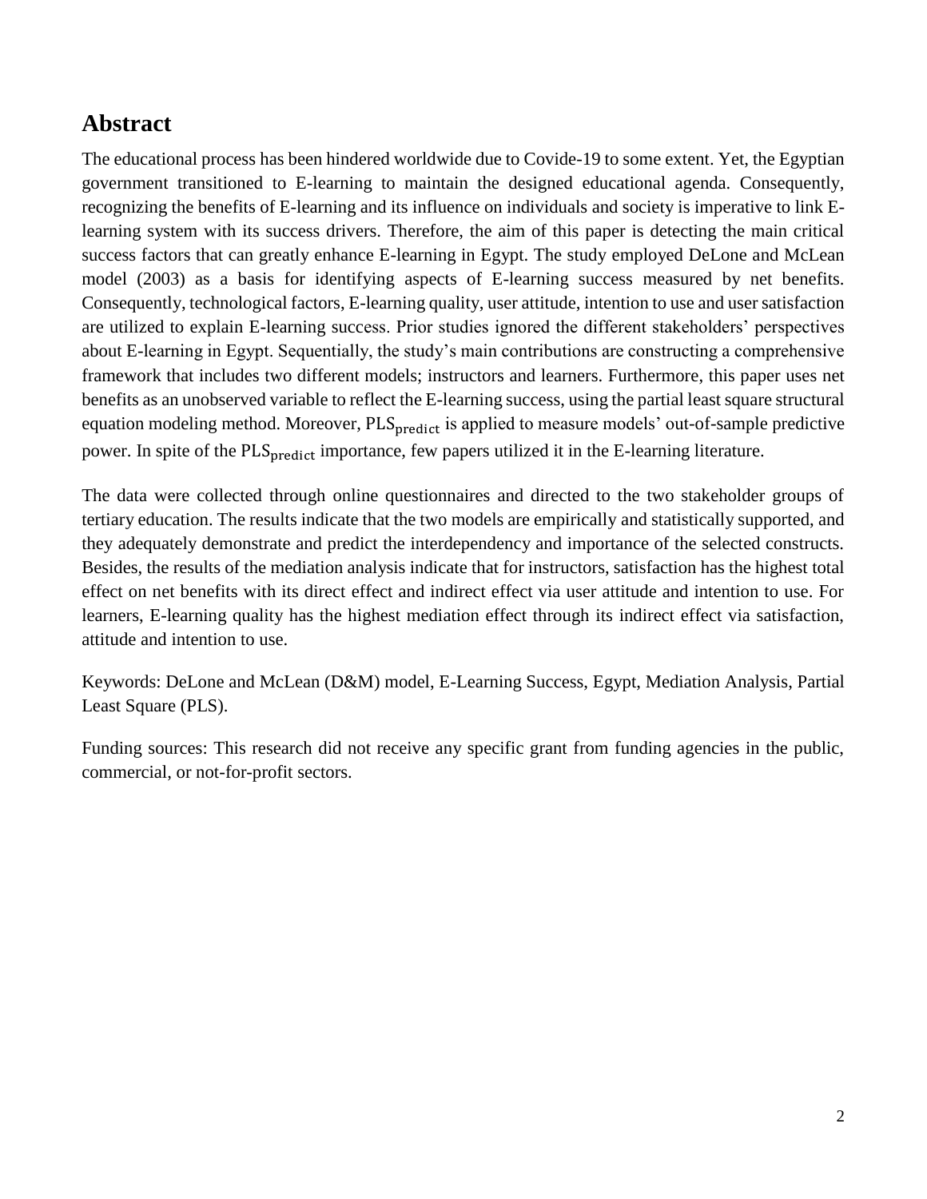## Abstract

The educational process has been hindered worldwide due to Covide-19 to some extent. Yet, the Egyptian government transitioned to E-learning to maintain the designed educational agenda. Consequently, recognizing the benefits of E-learning and its influence on individuals and society is imperative to link E-learning system with its success drivers. Therefore, the aim of this paper is detecting the main critical success factors that can greatly enhance E-learning in Egypt. The study employed DeLone and McLean model (2003) as a basis for identifying aspects of E-learning success measured by net benefits. Consequently, technological factors, E-learning quality, user attitude, intention to use and user satisfaction are utilized to explain E-learning success. Prior studies ignored the different stakeholders' perspectives about E-learning in Egypt. Sequentially, the study's main contributions are constructing a comprehensive framework that includes two different models; instructors and learners. Furthermore, this paper uses net benefits as an unobserved variable to reflect the E-learning success, using the partial least square structural equation modeling method. Moreover, $\text{PLS}_{\text{predict}}$ is applied to measure models' out-of-sample predictive power. In spite of the $\text{PLS}_{\text{predict}}$ importance, few papers utilized it in the E-learning literature.

The data were collected through online questionnaires and directed to the two stakeholder groups of tertiary education. The results indicate that the two models are empirically and statistically supported, and they adequately demonstrate and predict the interdependency and importance of the selected constructs. Besides, the results of the mediation analysis indicate that for instructors, satisfaction has the highest total effect on net benefits with its direct effect and indirect effect via user attitude and intention to use. For learners, E-learning quality has the highest mediation effect through its indirect effect via satisfaction, attitude and intention to use.

Keywords: DeLone and McLean (D&M) model, E-Learning Success, Egypt, Mediation Analysis, Partial Least Square (PLS).

Funding sources: This research did not receive any specific grant from funding agencies in the public, commercial, or not-for-profit sectors.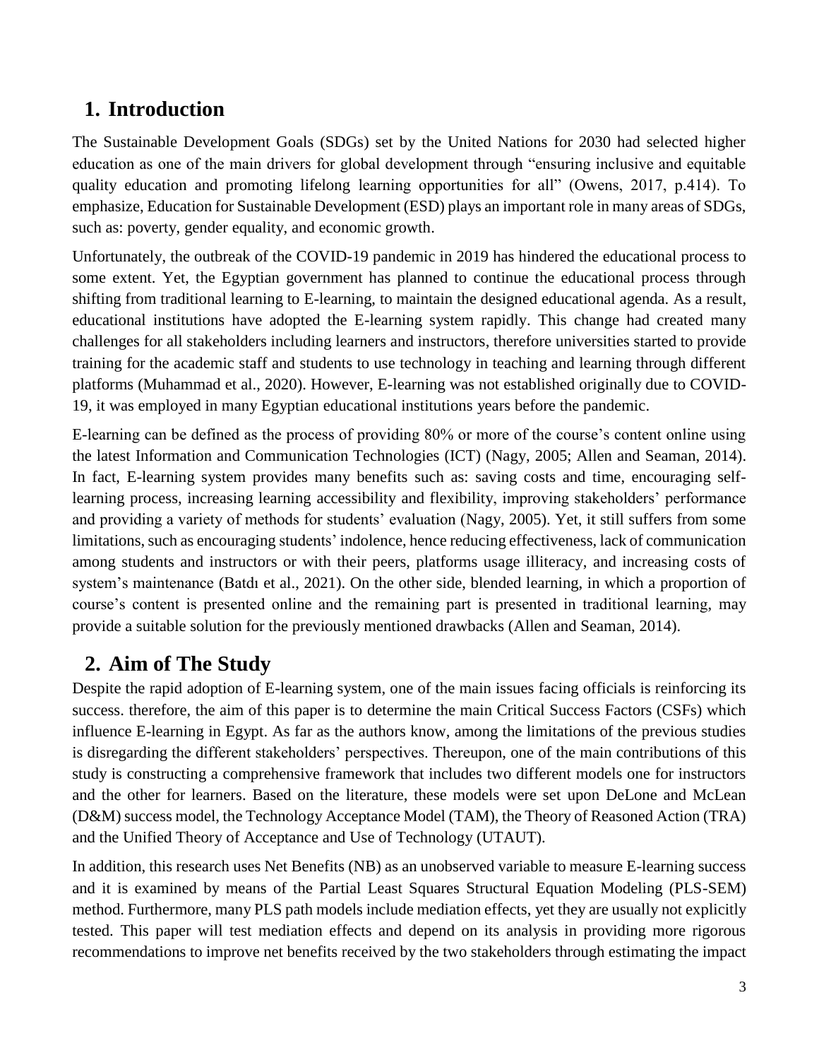## 1. Introduction

The Sustainable Development Goals (SDGs) set by the United Nations for 2030 had selected higher education as one of the main drivers for global development through "ensuring inclusive and equitable quality education and promoting lifelong learning opportunities for all" (Owens, 2017, p.414). To emphasize, Education for Sustainable Development (ESD) plays an important role in many areas of SDGs, such as: poverty, gender equality, and economic growth.

Unfortunately, the outbreak of the COVID-19 pandemic in 2019 has hindered the educational process to some extent. Yet, the Egyptian government has planned to continue the educational process through shifting from traditional learning to E-learning, to maintain the designed educational agenda. As a result, educational institutions have adopted the E-learning system rapidly. This change had created many challenges for all stakeholders including learners and instructors, therefore universities started to provide training for the academic staff and students to use technology in teaching and learning through different platforms (Muhammad et al., 2020). However, E-learning was not established originally due to COVID-19, it was employed in many Egyptian educational institutions years before the pandemic.

E-learning can be defined as the process of providing 80% or more of the course's content online using the latest Information and Communication Technologies (ICT) (Nagy, 2005; Allen and Seaman, 2014). In fact, E-learning system provides many benefits such as: saving costs and time, encouraging self-learning process, increasing learning accessibility and flexibility, improving stakeholders' performance and providing a variety of methods for students' evaluation (Nagy, 2005). Yet, it still suffers from some limitations, such as encouraging students' indolence, hence reducing effectiveness, lack of communication among students and instructors or with their peers, platforms usage illiteracy, and increasing costs of system's maintenance (Batdı et al., 2021). On the other side, blended learning, in which a proportion of course's content is presented online and the remaining part is presented in traditional learning, may provide a suitable solution for the previously mentioned drawbacks (Allen and Seaman, 2014).

## 2. Aim of The Study

Despite the rapid adoption of E-learning system, one of the main issues facing officials is reinforcing its success. therefore, the aim of this paper is to determine the main Critical Success Factors (CSFs) which influence E-learning in Egypt. As far as the authors know, among the limitations of the previous studies is disregarding the different stakeholders' perspectives. Thereupon, one of the main contributions of this study is constructing a comprehensive framework that includes two different models one for instructors and the other for learners. Based on the literature, these models were set upon DeLone and McLean (D&M) success model, the Technology Acceptance Model (TAM), the Theory of Reasoned Action (TRA) and the Unified Theory of Acceptance and Use of Technology (UTAUT).

In addition, this research uses Net Benefits (NB) as an unobserved variable to measure E-learning success and it is examined by means of the Partial Least Squares Structural Equation Modeling (PLS-SEM) method. Furthermore, many PLS path models include mediation effects, yet they are usually not explicitly tested. This paper will test mediation effects and depend on its analysis in providing more rigorous recommendations to improve net benefits received by the two stakeholders through estimating the impact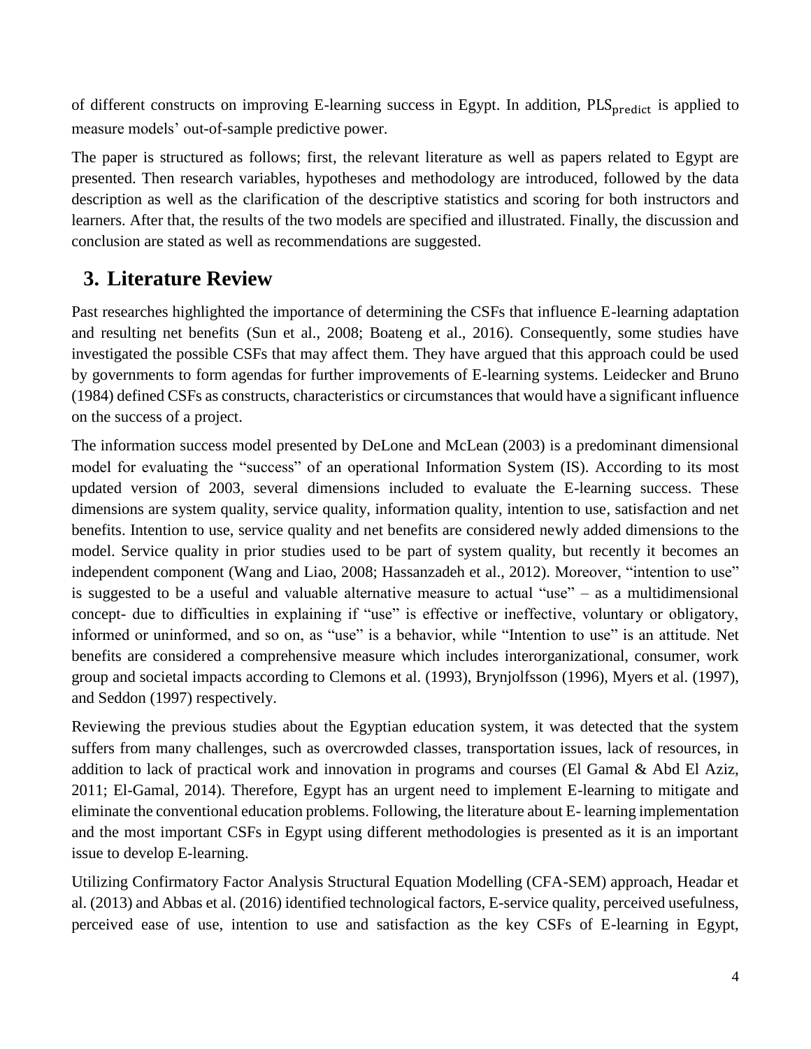of different constructs on improving E-learning success in Egypt. In addition, $PLS_{predict}$ is applied to measure models' out-of-sample predictive power.

The paper is structured as follows; first, the relevant literature as well as papers related to Egypt are presented. Then research variables, hypotheses and methodology are introduced, followed by the data description as well as the clarification of the descriptive statistics and scoring for both instructors and learners. After that, the results of the two models are specified and illustrated. Finally, the discussion and conclusion are stated as well as recommendations are suggested.

## 3. Literature Review

Past researches highlighted the importance of determining the CSFs that influence E-learning adaptation and resulting net benefits (Sun et al., 2008; Boateng et al., 2016). Consequently, some studies have investigated the possible CSFs that may affect them. They have argued that this approach could be used by governments to form agendas for further improvements of E-learning systems. Leidecker and Bruno (1984) defined CSFs as constructs, characteristics or circumstances that would have a significant influence on the success of a project.

The information success model presented by DeLone and McLean (2003) is a predominant dimensional model for evaluating the "success" of an operational Information System (IS). According to its most updated version of 2003, several dimensions included to evaluate the E-learning success. These dimensions are system quality, service quality, information quality, intention to use, satisfaction and net benefits. Intention to use, service quality and net benefits are considered newly added dimensions to the model. Service quality in prior studies used to be part of system quality, but recently it becomes an independent component (Wang and Liao, 2008; Hassanzadeh et al., 2012). Moreover, "intention to use" is suggested to be a useful and valuable alternative measure to actual "use" – as a multidimensional concept- due to difficulties in explaining if "use" is effective or ineffective, voluntary or obligatory, informed or uninformed, and so on, as "use" is a behavior, while "Intention to use" is an attitude. Net benefits are considered a comprehensive measure which includes interorganizational, consumer, work group and societal impacts according to Clemons et al. (1993), Brynjolfsson (1996), Myers et al. (1997), and Seddon (1997) respectively.

Reviewing the previous studies about the Egyptian education system, it was detected that the system suffers from many challenges, such as overcrowded classes, transportation issues, lack of resources, in addition to lack of practical work and innovation in programs and courses (El Gamal & Abd El Aziz, 2011; El-Gamal, 2014). Therefore, Egypt has an urgent need to implement E-learning to mitigate and eliminate the conventional education problems. Following, the literature about E- learning implementation and the most important CSFs in Egypt using different methodologies is presented as it is an important issue to develop E-learning.

Utilizing Confirmatory Factor Analysis Structural Equation Modelling (CFA-SEM) approach, Headar et al. (2013) and Abbas et al. (2016) identified technological factors, E-service quality, perceived usefulness, perceived ease of use, intention to use and satisfaction as the key CSFs of E-learning in Egypt,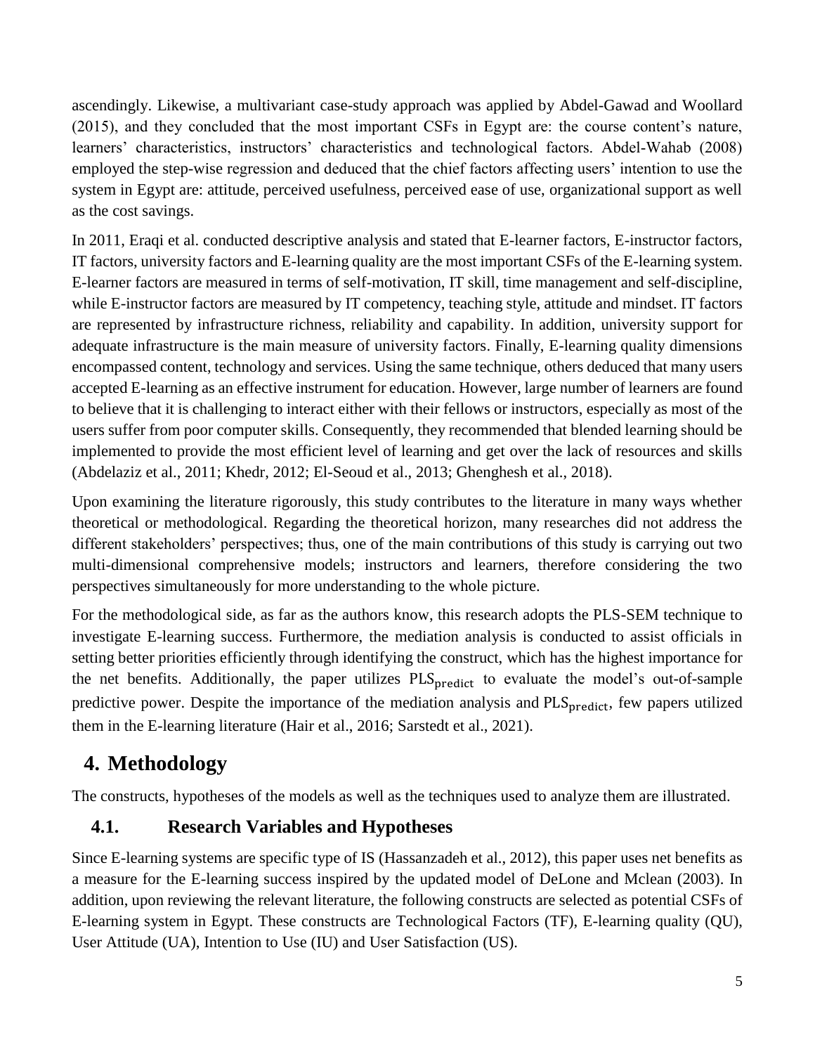ascendingly. Likewise, a multivariant case-study approach was applied by Abdel-Gawad and Woollard (2015), and they concluded that the most important CSFs in Egypt are: the course content's nature, learners' characteristics, instructors' characteristics and technological factors. Abdel-Wahab (2008) employed the step-wise regression and deduced that the chief factors affecting users' intention to use the system in Egypt are: attitude, perceived usefulness, perceived ease of use, organizational support as well as the cost savings.

In 2011, Eraqi et al. conducted descriptive analysis and stated that E-learner factors, E-instructor factors, IT factors, university factors and E-learning quality are the most important CSFs of the E-learning system. E-learner factors are measured in terms of self-motivation, IT skill, time management and self-discipline, while E-instructor factors are measured by IT competency, teaching style, attitude and mindset. IT factors are represented by infrastructure richness, reliability and capability. In addition, university support for adequate infrastructure is the main measure of university factors. Finally, E-learning quality dimensions encompassed content, technology and services. Using the same technique, others deduced that many users accepted E-learning as an effective instrument for education. However, large number of learners are found to believe that it is challenging to interact either with their fellows or instructors, especially as most of the users suffer from poor computer skills. Consequently, they recommended that blended learning should be implemented to provide the most efficient level of learning and get over the lack of resources and skills (Abdelaziz et al., 2011; Khedr, 2012; El-Seoud et al., 2013; Ghenghesh et al., 2018).

Upon examining the literature rigorously, this study contributes to the literature in many ways whether theoretical or methodological. Regarding the theoretical horizon, many researches did not address the different stakeholders' perspectives; thus, one of the main contributions of this study is carrying out two multi-dimensional comprehensive models; instructors and learners, therefore considering the two perspectives simultaneously for more understanding to the whole picture.

For the methodological side, as far as the authors know, this research adopts the PLS-SEM technique to investigate E-learning success. Furthermore, the mediation analysis is conducted to assist officials in setting better priorities efficiently through identifying the construct, which has the highest importance for the net benefits. Additionally, the paper utilizes $\text{PLS}_{\text{predict}}$ to evaluate the model's out-of-sample predictive power. Despite the importance of the mediation analysis and $\text{PLS}_{\text{predict}}$, few papers utilized them in the E-learning literature (Hair et al., 2016; Sarstedt et al., 2021).

# 4. Methodology

The constructs, hypotheses of the models as well as the techniques used to analyze them are illustrated.

## 4.1. Research Variables and Hypotheses

Since E-learning systems are specific type of IS (Hassanzadeh et al., 2012), this paper uses net benefits as a measure for the E-learning success inspired by the updated model of DeLone and Mclean (2003). In addition, upon reviewing the relevant literature, the following constructs are selected as potential CSFs of E-learning system in Egypt. These constructs are Technological Factors (TF), E-learning quality (QU), User Attitude (UA), Intention to Use (IU) and User Satisfaction (US).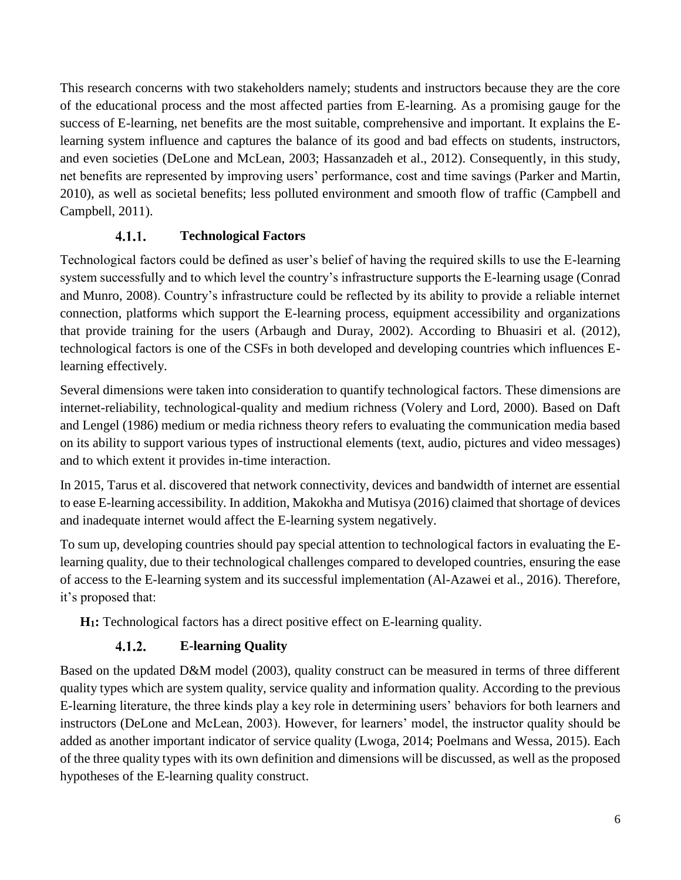This research concerns with two stakeholders namely; students and instructors because they are the core of the educational process and the most affected parties from E-learning. As a promising gauge for the success of E-learning, net benefits are the most suitable, comprehensive and important. It explains the E-learning system influence and captures the balance of its good and bad effects on students, instructors, and even societies (DeLone and McLean, 2003; Hassanzadeh et al., 2012). Consequently, in this study, net benefits are represented by improving users' performance, cost and time savings (Parker and Martin, 2010), as well as societal benefits; less polluted environment and smooth flow of traffic (Campbell and Campbell, 2011).

### 4.1.1. Technological Factors

Technological factors could be defined as user's belief of having the required skills to use the E-learning system successfully and to which level the country's infrastructure supports the E-learning usage (Conrad and Munro, 2008). Country's infrastructure could be reflected by its ability to provide a reliable internet connection, platforms which support the E-learning process, equipment accessibility and organizations that provide training for the users (Arbaugh and Duray, 2002). According to Bhuasiri et al. (2012), technological factors is one of the CSFs in both developed and developing countries which influences E-learning effectively.

Several dimensions were taken into consideration to quantify technological factors. These dimensions are internet-reliability, technological-quality and medium richness (Volery and Lord, 2000). Based on Daft and Lengel (1986) medium or media richness theory refers to evaluating the communication media based on its ability to support various types of instructional elements (text, audio, pictures and video messages) and to which extent it provides in-time interaction.

In 2015, Tarus et al. discovered that network connectivity, devices and bandwidth of internet are essential to ease E-learning accessibility. In addition, Makokha and Mutisya (2016) claimed that shortage of devices and inadequate internet would affect the E-learning system negatively.

To sum up, developing countries should pay special attention to technological factors in evaluating the E-learning quality, due to their technological challenges compared to developed countries, ensuring the ease of access to the E-learning system and its successful implementation (Al-Azawei et al., 2016). Therefore, it's proposed that:

**$H_1$:** Technological factors has a direct positive effect on E-learning quality.

### 4.1.2. E-learning Quality

Based on the updated D&M model (2003), quality construct can be measured in terms of three different quality types which are system quality, service quality and information quality. According to the previous E-learning literature, the three kinds play a key role in determining users' behaviors for both learners and instructors (DeLone and McLean, 2003). However, for learners' model, the instructor quality should be added as another important indicator of service quality (Lwoga, 2014; Poelmans and Wessa, 2015). Each of the three quality types with its own definition and dimensions will be discussed, as well as the proposed hypotheses of the E-learning quality construct.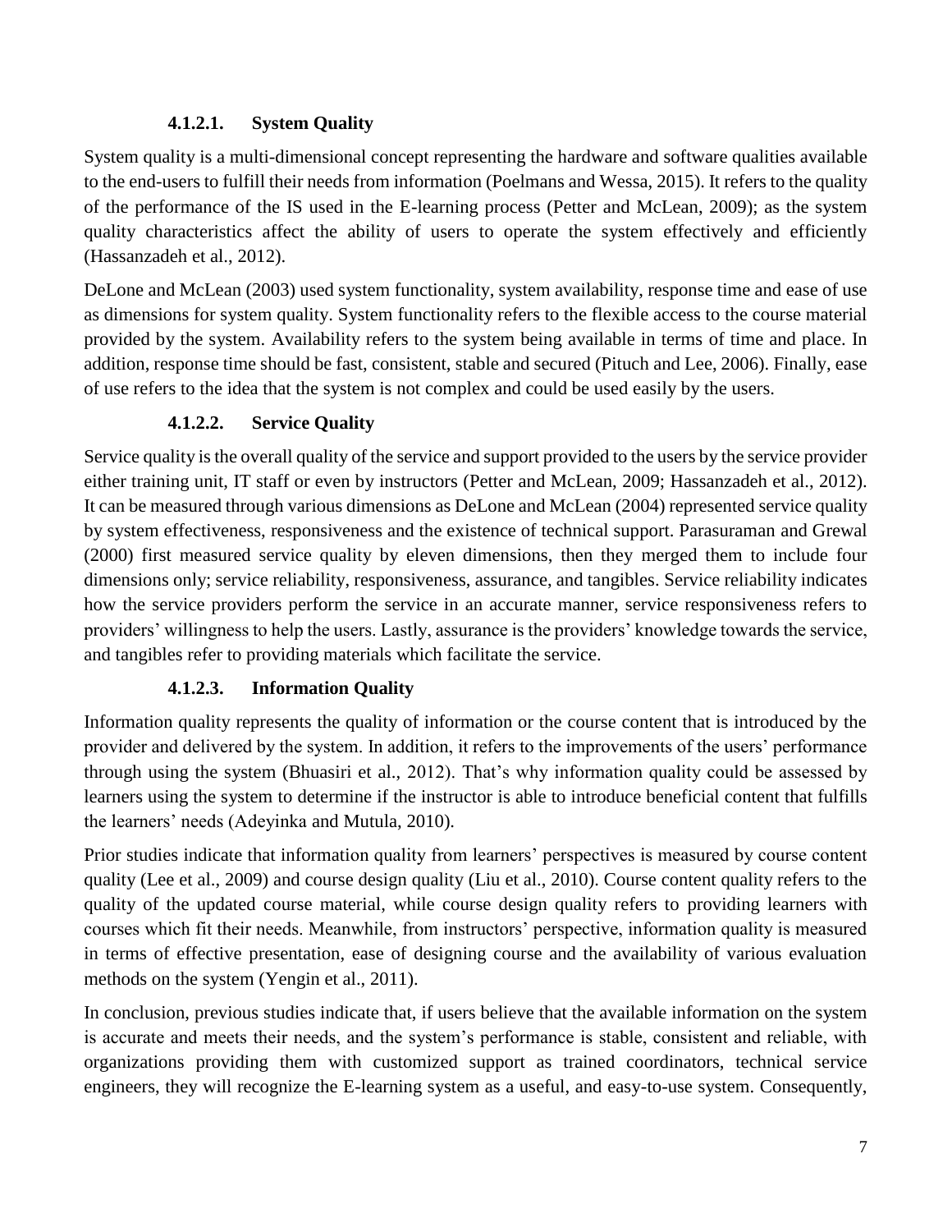#### 4.1.2.1. System Quality

System quality is a multi-dimensional concept representing the hardware and software qualities available to the end-users to fulfill their needs from information (Poelmans and Wessa, 2015). It refers to the quality of the performance of the IS used in the E-learning process (Petter and McLean, 2009); as the system quality characteristics affect the ability of users to operate the system effectively and efficiently (Hassanzadeh et al., 2012).

DeLone and McLean (2003) used system functionality, system availability, response time and ease of use as dimensions for system quality. System functionality refers to the flexible access to the course material provided by the system. Availability refers to the system being available in terms of time and place. In addition, response time should be fast, consistent, stable and secured (Pituch and Lee, 2006). Finally, ease of use refers to the idea that the system is not complex and could be used easily by the users.

#### 4.1.2.2. Service Quality

Service quality is the overall quality of the service and support provided to the users by the service provider either training unit, IT staff or even by instructors (Petter and McLean, 2009; Hassanzadeh et al., 2012). It can be measured through various dimensions as DeLone and McLean (2004) represented service quality by system effectiveness, responsiveness and the existence of technical support. Parasuraman and Grewal (2000) first measured service quality by eleven dimensions, then they merged them to include four dimensions only; service reliability, responsiveness, assurance, and tangibles. Service reliability indicates how the service providers perform the service in an accurate manner, service responsiveness refers to providers' willingness to help the users. Lastly, assurance is the providers' knowledge towards the service, and tangibles refer to providing materials which facilitate the service.

#### 4.1.2.3. Information Quality

Information quality represents the quality of information or the course content that is introduced by the provider and delivered by the system. In addition, it refers to the improvements of the users' performance through using the system (Bhuasiri et al., 2012). That's why information quality could be assessed by learners using the system to determine if the instructor is able to introduce beneficial content that fulfills the learners' needs (Adeyinka and Mutula, 2010).

Prior studies indicate that information quality from learners' perspectives is measured by course content quality (Lee et al., 2009) and course design quality (Liu et al., 2010). Course content quality refers to the quality of the updated course material, while course design quality refers to providing learners with courses which fit their needs. Meanwhile, from instructors' perspective, information quality is measured in terms of effective presentation, ease of designing course and the availability of various evaluation methods on the system (Yengin et al., 2011).

In conclusion, previous studies indicate that, if users believe that the available information on the system is accurate and meets their needs, and the system's performance is stable, consistent and reliable, with organizations providing them with customized support as trained coordinators, technical service engineers, they will recognize the E-learning system as a useful, and easy-to-use system. Consequently,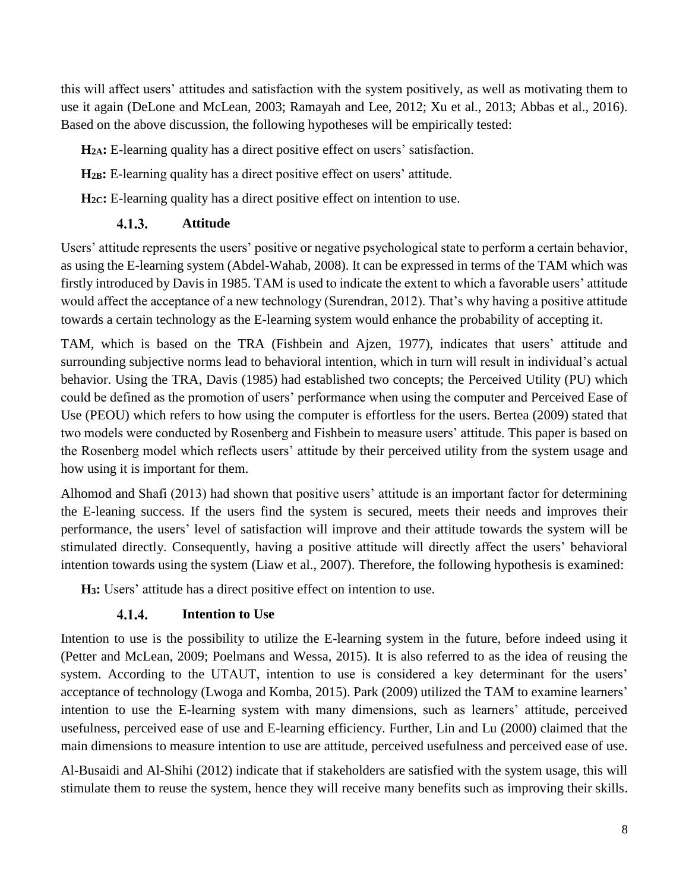this will affect users' attitudes and satisfaction with the system positively, as well as motivating them to use it again (DeLone and McLean, 2003; Ramayah and Lee, 2012; Xu et al., 2013; Abbas et al., 2016). Based on the above discussion, the following hypotheses will be empirically tested:

**$H_{2A}$:** E-learning quality has a direct positive effect on users' satisfaction.

**$H_{2B}$:** E-learning quality has a direct positive effect on users' attitude.

**$H_{2C}$:** E-learning quality has a direct positive effect on intention to use.

#### 4.1.3. Attitude

Users' attitude represents the users' positive or negative psychological state to perform a certain behavior, as using the E-learning system (Abdel-Wahab, 2008). It can be expressed in terms of the TAM which was firstly introduced by Davis in 1985. TAM is used to indicate the extent to which a favorable users' attitude would affect the acceptance of a new technology (Surendran, 2012). That's why having a positive attitude towards a certain technology as the E-learning system would enhance the probability of accepting it.

TAM, which is based on the TRA (Fishbein and Ajzen, 1977), indicates that users' attitude and surrounding subjective norms lead to behavioral intention, which in turn will result in individual's actual behavior. Using the TRA, Davis (1985) had established two concepts; the Perceived Utility (PU) which could be defined as the promotion of users' performance when using the computer and Perceived Ease of Use (PEOU) which refers to how using the computer is effortless for the users. Bertea (2009) stated that two models were conducted by Rosenberg and Fishbein to measure users' attitude. This paper is based on the Rosenberg model which reflects users' attitude by their perceived utility from the system usage and how using it is important for them.

Alhomod and Shafi (2013) had shown that positive users' attitude is an important factor for determining the E-leaning success. If the users find the system is secured, meets their needs and improves their performance, the users' level of satisfaction will improve and their attitude towards the system will be stimulated directly. Consequently, having a positive attitude will directly affect the users' behavioral intention towards using the system (Liaw et al., 2007). Therefore, the following hypothesis is examined:

**$H_3$:** Users' attitude has a direct positive effect on intention to use.

#### 4.1.4. Intention to Use

Intention to use is the possibility to utilize the E-learning system in the future, before indeed using it (Petter and McLean, 2009; Poelmans and Wessa, 2015). It is also referred to as the idea of reusing the system. According to the UTAUT, intention to use is considered a key determinant for the users' acceptance of technology (Lwoga and Komba, 2015). Park (2009) utilized the TAM to examine learners' intention to use the E-learning system with many dimensions, such as learners' attitude, perceived usefulness, perceived ease of use and E-learning efficiency. Further, Lin and Lu (2000) claimed that the main dimensions to measure intention to use are attitude, perceived usefulness and perceived ease of use.

Al-Busaidi and Al-Shihi (2012) indicate that if stakeholders are satisfied with the system usage, this will stimulate them to reuse the system, hence they will receive many benefits such as improving their skills.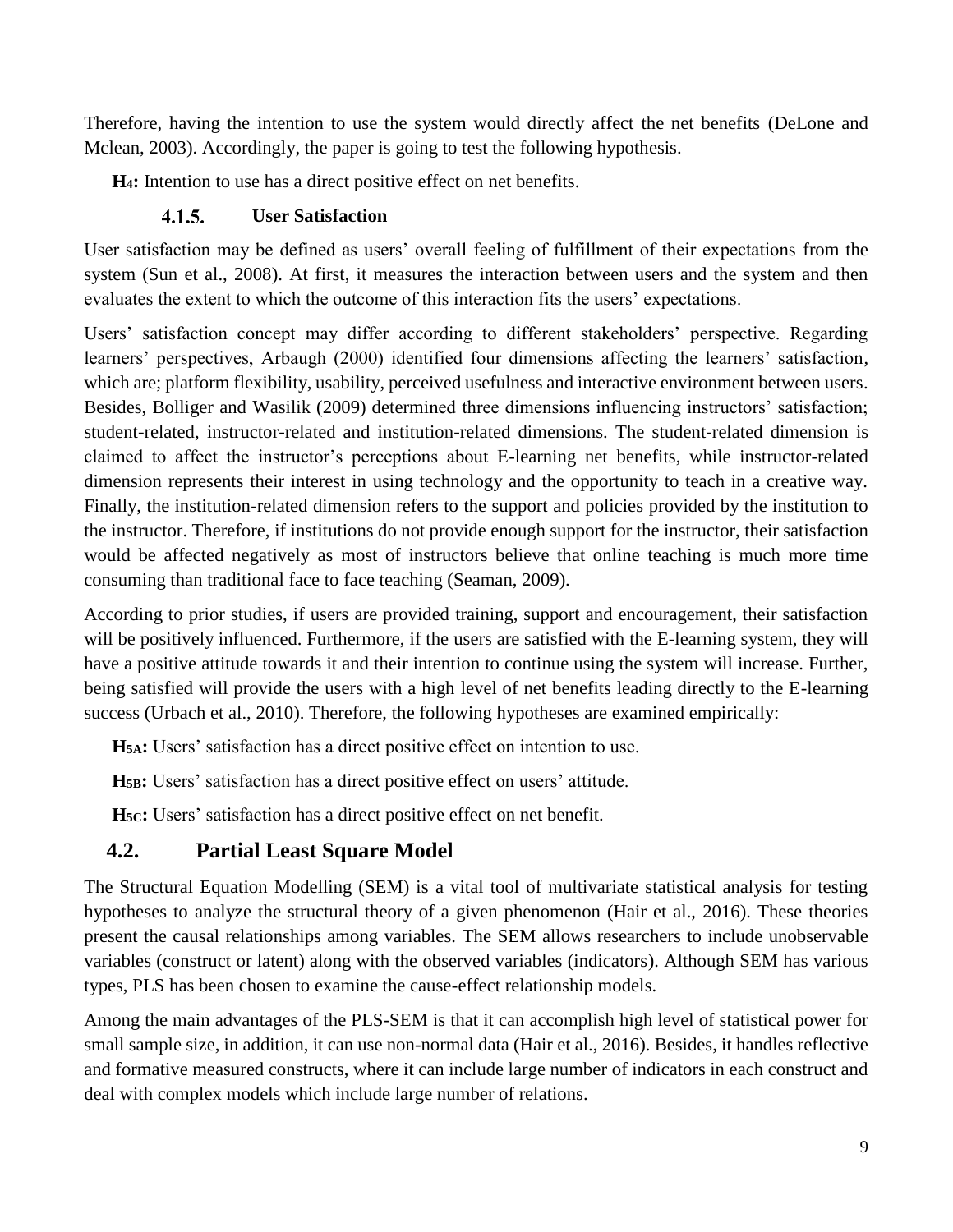Therefore, having the intention to use the system would directly affect the net benefits (DeLone and Mclean, 2003). Accordingly, the paper is going to test the following hypothesis.

**$H_4$:** Intention to use has a direct positive effect on net benefits.

#### 4.1.5. User Satisfaction

User satisfaction may be defined as users' overall feeling of fulfillment of their expectations from the system (Sun et al., 2008). At first, it measures the interaction between users and the system and then evaluates the extent to which the outcome of this interaction fits the users' expectations.

Users' satisfaction concept may differ according to different stakeholders' perspective. Regarding learners' perspectives, Arbaugh (2000) identified four dimensions affecting the learners' satisfaction, which are; platform flexibility, usability, perceived usefulness and interactive environment between users. Besides, Bolliger and Wasilik (2009) determined three dimensions influencing instructors' satisfaction; student-related, instructor-related and institution-related dimensions. The student-related dimension is claimed to affect the instructor's perceptions about E-learning net benefits, while instructor-related dimension represents their interest in using technology and the opportunity to teach in a creative way. Finally, the institution-related dimension refers to the support and policies provided by the institution to the instructor. Therefore, if institutions do not provide enough support for the instructor, their satisfaction would be affected negatively as most of instructors believe that online teaching is much more time consuming than traditional face to face teaching (Seaman, 2009).

According to prior studies, if users are provided training, support and encouragement, their satisfaction will be positively influenced. Furthermore, if the users are satisfied with the E-learning system, they will have a positive attitude towards it and their intention to continue using the system will increase. Further, being satisfied will provide the users with a high level of net benefits leading directly to the E-learning success (Urbach et al., 2010). Therefore, the following hypotheses are examined empirically:

**$H_{5A}$:** Users' satisfaction has a direct positive effect on intention to use.

**$H_{5B}$:** Users' satisfaction has a direct positive effect on users' attitude.

**$H_{5C}$:** Users' satisfaction has a direct positive effect on net benefit.

### 4.2. Partial Least Square Model

The Structural Equation Modelling (SEM) is a vital tool of multivariate statistical analysis for testing hypotheses to analyze the structural theory of a given phenomenon (Hair et al., 2016). These theories present the causal relationships among variables. The SEM allows researchers to include unobservable variables (construct or latent) along with the observed variables (indicators). Although SEM has various types, PLS has been chosen to examine the cause-effect relationship models.

Among the main advantages of the PLS-SEM is that it can accomplish high level of statistical power for small sample size, in addition, it can use non-normal data (Hair et al., 2016). Besides, it handles reflective and formative measured constructs, where it can include large number of indicators in each construct and deal with complex models which include large number of relations.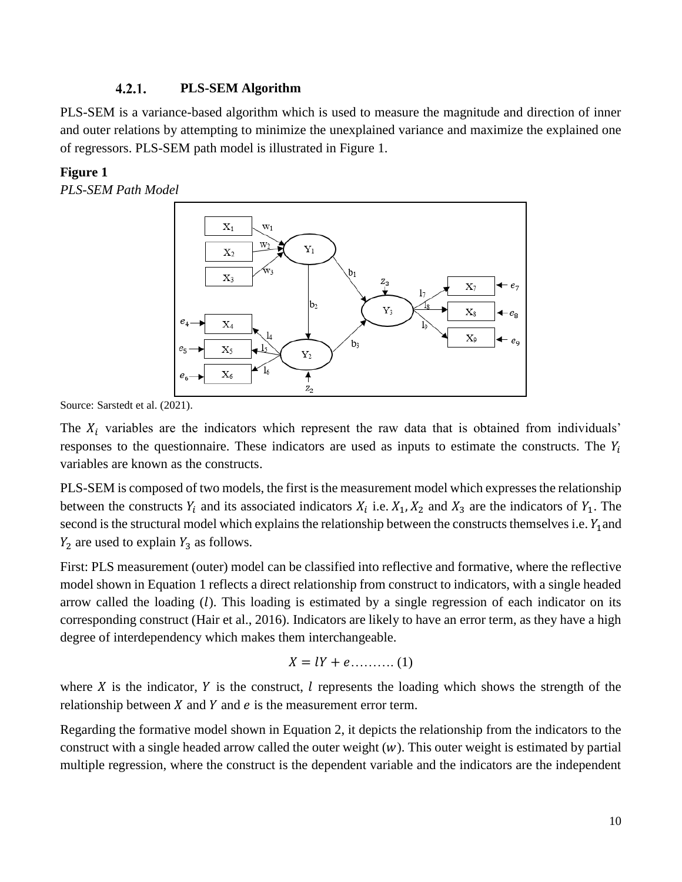#### 4.2.1. PLS-SEM Algorithm

PLS-SEM is a variance-based algorithm which is used to measure the magnitude and direction of inner and outer relations by attempting to minimize the unexplained variance and maximize the explained one of regressors. PLS-SEM path model is illustrated in Figure 1.

**Figure 1**

*PLS-SEM Path Model*

Source: Sarstedt et al. (2021).

The $X_i$ variables are the indicators which represent the raw data that is obtained from individuals' responses to the questionnaire. These indicators are used as inputs to estimate the constructs. The $Y_i$ variables are known as the constructs.

PLS-SEM is composed of two models, the first is the measurement model which expresses the relationship between the constructs $Y_i$ and its associated indicators $X_i$ i.e. $X_1, X_2$ and $X_3$ are the indicators of $Y_1$. The second is the structural model which explains the relationship between the constructs themselves i.e. $Y_1$ and $Y_2$ are used to explain $Y_3$ as follows.

First: PLS measurement (outer) model can be classified into reflective and formative, where the reflective model shown in Equation 1 reflects a direct relationship from construct to indicators, with a single headed arrow called the loading ($l$). This loading is estimated by a single regression of each indicator on its corresponding construct (Hair et al., 2016). Indicators are likely to have an error term, as they have a high degree of interdependency which makes them interchangeable.

$$X = lY + e \ldots\ldots\ldots. (1)$$

where $X$ is the indicator, $Y$ is the construct, $l$ represents the loading which shows the strength of the relationship between $X$ and $Y$ and $e$ is the measurement error term.

Regarding the formative model shown in Equation 2, it depicts the relationship from the indicators to the construct with a single headed arrow called the outer weight ($w$). This outer weight is estimated by partial multiple regression, where the construct is the dependent variable and the indicators are the independent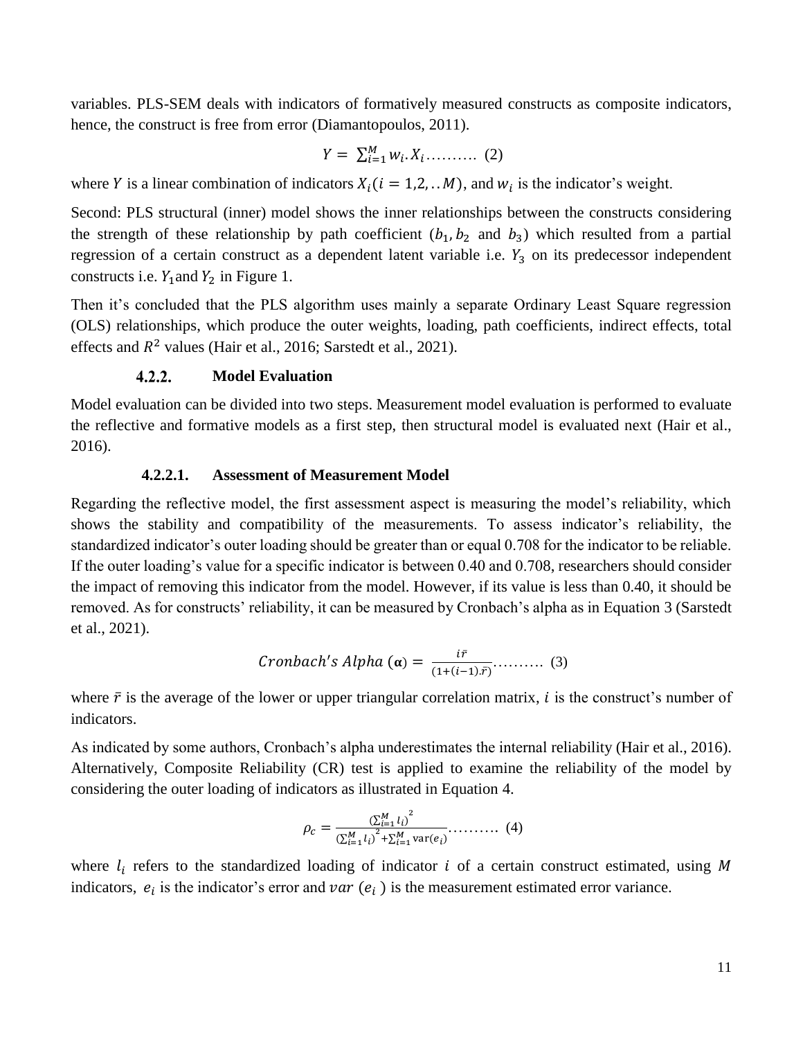variables. PLS-SEM deals with indicators of formatively measured constructs as composite indicators, hence, the construct is free from error (Diamantopoulos, 2011).

$$Y = \sum_{i=1}^{M} w_i . X_i \ldots\ldots\ldots \quad (2)$$

where $Y$ is a linear combination of indicators $X_i (i = 1,2, .. M)$, and $w_i$ is the indicator's weight.

Second: PLS structural (inner) model shows the inner relationships between the constructs considering the strength of these relationship by path coefficient ($b_1, b_2$ and $b_3$) which resulted from a partial regression of a certain construct as a dependent latent variable i.e. $Y_3$ on its predecessor independent constructs i.e. $Y_1$and $Y_2$ in Figure 1.

Then it's concluded that the PLS algorithm uses mainly a separate Ordinary Least Square regression (OLS) relationships, which produce the outer weights, loading, path coefficients, indirect effects, total effects and $R^2$ values (Hair et al., 2016; Sarstedt et al., 2021).

### 4.2.2. Model Evaluation

Model evaluation can be divided into two steps. Measurement model evaluation is performed to evaluate the reflective and formative models as a first step, then structural model is evaluated next (Hair et al., 2016).

#### 4.2.2.1. Assessment of Measurement Model

Regarding the reflective model, the first assessment aspect is measuring the model's reliability, which shows the stability and compatibility of the measurements. To assess indicator's reliability, the standardized indicator's outer loading should be greater than or equal 0.708 for the indicator to be reliable. If the outer loading's value for a specific indicator is between 0.40 and 0.708, researchers should consider the impact of removing this indicator from the model. However, if its value is less than 0.40, it should be removed. As for constructs' reliability, it can be measured by Cronbach's alpha as in Equation 3 (Sarstedt et al., 2021).

$$Cronbach's\ Alpha\ (\boldsymbol{\alpha}) = \frac{i\bar{r}}{(1+(i-1).\bar{r})} \ldots\ldots\ldots \quad (3)$$

where $\bar{r}$ is the average of the lower or upper triangular correlation matrix, $i$ is the construct's number of indicators.

As indicated by some authors, Cronbach's alpha underestimates the internal reliability (Hair et al., 2016). Alternatively, Composite Reliability (CR) test is applied to examine the reliability of the model by considering the outer loading of indicators as illustrated in Equation 4.

$$\rho_c = \frac{(\sum_{i=1}^{M} l_i)^2}{(\sum_{i=1}^{M} l_i)^2 + \sum_{i=1}^{M} \text{var}(e_i)} \ldots\ldots\ldots \quad (4)$$

where $l_i$ refers to the standardized loading of indicator $i$ of a certain construct estimated, using $M$ indicators, $e_i$ is the indicator's error and $var\ (e_i\ )$ is the measurement estimated error variance.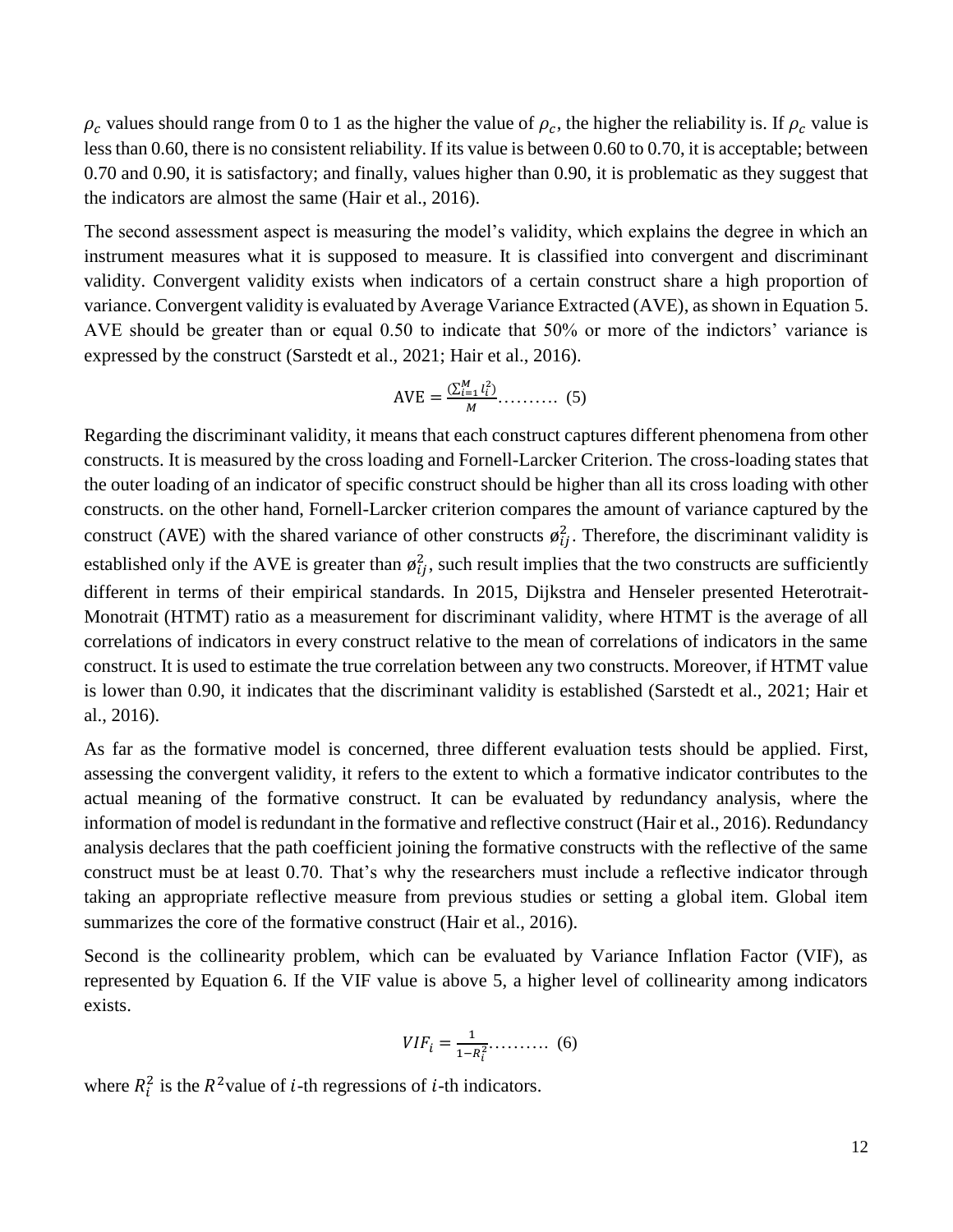$\rho_c$ values should range from 0 to 1 as the higher the value of $\rho_c$, the higher the reliability is. If $\rho_c$ value is less than 0.60, there is no consistent reliability. If its value is between 0.60 to 0.70, it is acceptable; between 0.70 and 0.90, it is satisfactory; and finally, values higher than 0.90, it is problematic as they suggest that the indicators are almost the same (Hair et al., 2016).

The second assessment aspect is measuring the model's validity, which explains the degree in which an instrument measures what it is supposed to measure. It is classified into convergent and discriminant validity. Convergent validity exists when indicators of a certain construct share a high proportion of variance. Convergent validity is evaluated by Average Variance Extracted (AVE), as shown in Equation 5. AVE should be greater than or equal 0.50 to indicate that 50% or more of the indictors' variance is expressed by the construct (Sarstedt et al., 2021; Hair et al., 2016).

$$\text{AVE} = \frac{(\sum_{i=1}^{M} l_i^2)}{M} \text{..........} \quad (5)$$

Regarding the discriminant validity, it means that each construct captures different phenomena from other constructs. It is measured by the cross loading and Fornell-Larcker Criterion. The cross-loading states that the outer loading of an indicator of specific construct should be higher than all its cross loading with other constructs. on the other hand, Fornell-Larcker criterion compares the amount of variance captured by the construct (AVE) with the shared variance of other constructs $\emptyset_{ij}^2$. Therefore, the discriminant validity is established only if the AVE is greater than $\emptyset_{ij}^2$, such result implies that the two constructs are sufficiently different in terms of their empirical standards. In 2015, Dijkstra and Henseler presented Heterotrait-Monotrait (HTMT) ratio as a measurement for discriminant validity, where HTMT is the average of all correlations of indicators in every construct relative to the mean of correlations of indicators in the same construct. It is used to estimate the true correlation between any two constructs. Moreover, if HTMT value is lower than 0.90, it indicates that the discriminant validity is established (Sarstedt et al., 2021; Hair et al., 2016).

As far as the formative model is concerned, three different evaluation tests should be applied. First, assessing the convergent validity, it refers to the extent to which a formative indicator contributes to the actual meaning of the formative construct. It can be evaluated by redundancy analysis, where the information of model is redundant in the formative and reflective construct (Hair et al., 2016). Redundancy analysis declares that the path coefficient joining the formative constructs with the reflective of the same construct must be at least 0.70. That's why the researchers must include a reflective indicator through taking an appropriate reflective measure from previous studies or setting a global item. Global item summarizes the core of the formative construct (Hair et al., 2016).

Second is the collinearity problem, which can be evaluated by Variance Inflation Factor (VIF), as represented by Equation 6. If the VIF value is above 5, a higher level of collinearity among indicators exists.

$$VIF_i = \frac{1}{1 - R_i^2} \text{..........} \quad (6)$$

where $R_i^2$ is the $R^2$value of $i$-th regressions of $i$-th indicators.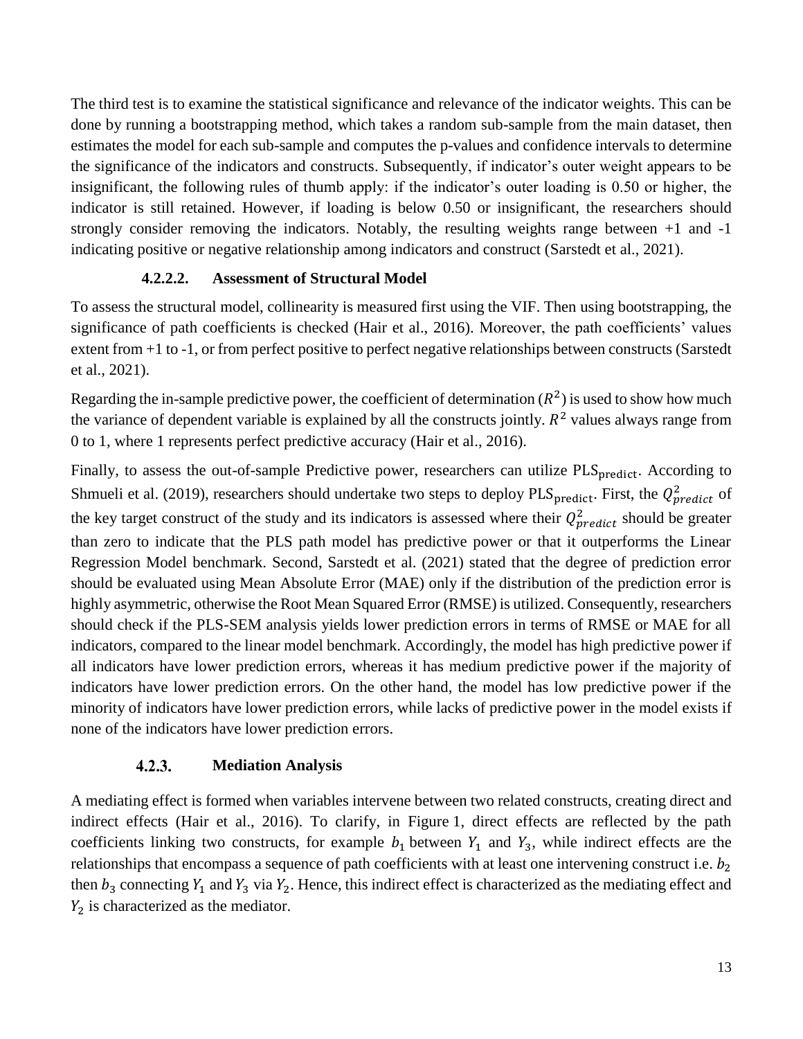The third test is to examine the statistical significance and relevance of the indicator weights. This can be done by running a bootstrapping method, which takes a random sub-sample from the main dataset, then estimates the model for each sub-sample and computes the p-values and confidence intervals to determine the significance of the indicators and constructs. Subsequently, if indicator's outer weight appears to be insignificant, the following rules of thumb apply: if the indicator's outer loading is 0.50 or higher, the indicator is still retained. However, if loading is below 0.50 or insignificant, the researchers should strongly consider removing the indicators. Notably, the resulting weights range between +1 and -1 indicating positive or negative relationship among indicators and construct (Sarstedt et al., 2021).

#### 4.2.2.2. Assessment of Structural Model

To assess the structural model, collinearity is measured first using the VIF. Then using bootstrapping, the significance of path coefficients is checked (Hair et al., 2016). Moreover, the path coefficients' values extent from +1 to -1, or from perfect positive to perfect negative relationships between constructs (Sarstedt et al., 2021).

Regarding the in-sample predictive power, the coefficient of determination ($R^2$) is used to show how much the variance of dependent variable is explained by all the constructs jointly. $R^2$ values always range from 0 to 1, where 1 represents perfect predictive accuracy (Hair et al., 2016).

Finally, to assess the out-of-sample Predictive power, researchers can utilize $\text{PLS}_{\text{predict}}$. According to Shmueli et al. (2019), researchers should undertake two steps to deploy $\text{PLS}_{\text{predict}}$. First, the $Q^2_{predict}$ of the key target construct of the study and its indicators is assessed where their $Q^2_{predict}$ should be greater than zero to indicate that the PLS path model has predictive power or that it outperforms the Linear Regression Model benchmark. Second, Sarstedt et al. (2021) stated that the degree of prediction error should be evaluated using Mean Absolute Error (MAE) only if the distribution of the prediction error is highly asymmetric, otherwise the Root Mean Squared Error (RMSE) is utilized. Consequently, researchers should check if the PLS-SEM analysis yields lower prediction errors in terms of RMSE or MAE for all indicators, compared to the linear model benchmark. Accordingly, the model has high predictive power if all indicators have lower prediction errors, whereas it has medium predictive power if the majority of indicators have lower prediction errors. On the other hand, the model has low predictive power if the minority of indicators have lower prediction errors, while lacks of predictive power in the model exists if none of the indicators have lower prediction errors.

### 4.2.3. Mediation Analysis

A mediating effect is formed when variables intervene between two related constructs, creating direct and indirect effects (Hair et al., 2016). To clarify, in Figure 1, direct effects are reflected by the path coefficients linking two constructs, for example $b_1$ between $Y_1$ and $Y_3$, while indirect effects are the relationships that encompass a sequence of path coefficients with at least one intervening construct i.e. $b_2$ then $b_3$ connecting $Y_1$ and $Y_3$ via $Y_2$. Hence, this indirect effect is characterized as the mediating effect and $Y_2$ is characterized as the mediator.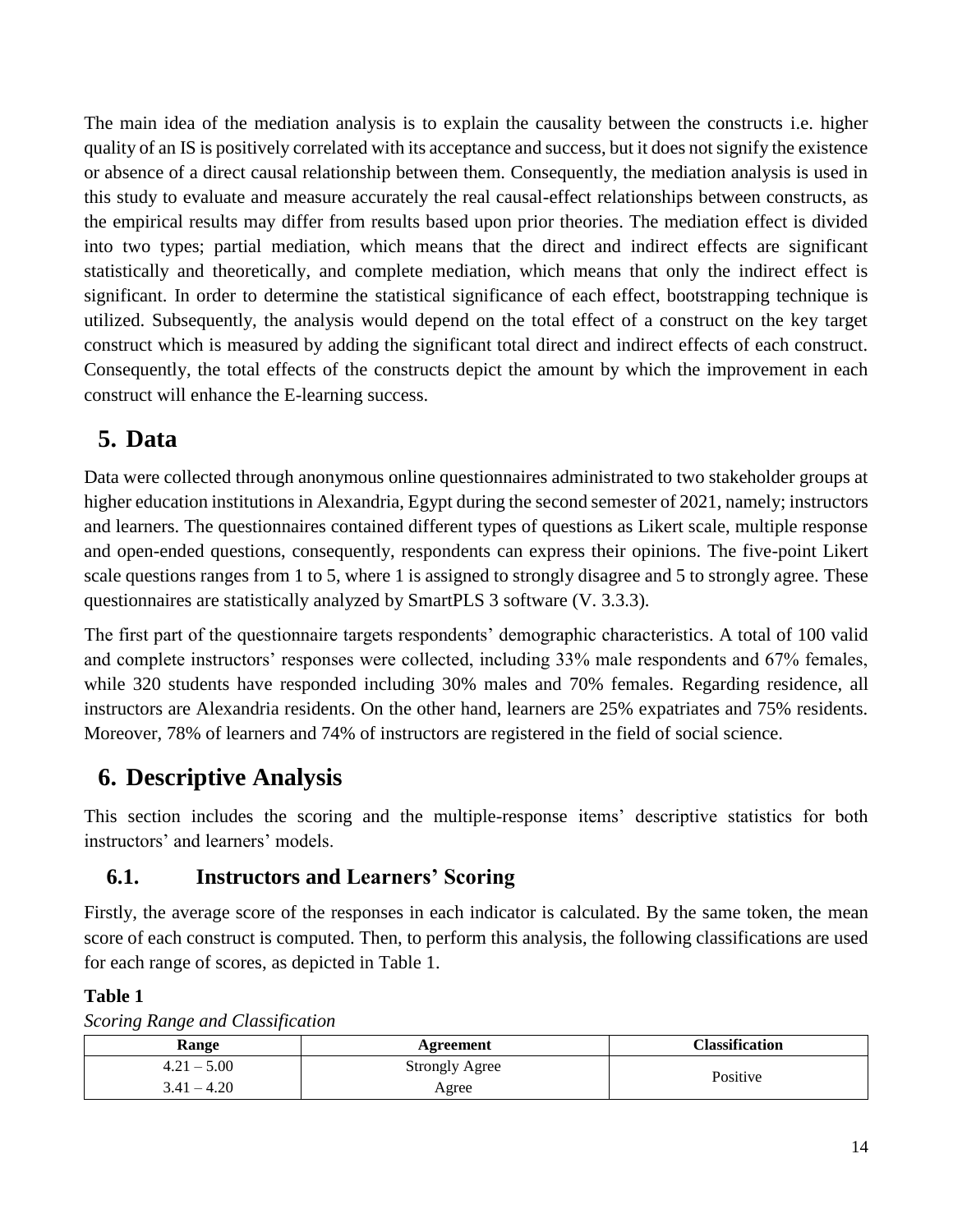The main idea of the mediation analysis is to explain the causality between the constructs i.e. higher quality of an IS is positively correlated with its acceptance and success, but it does not signify the existence or absence of a direct causal relationship between them. Consequently, the mediation analysis is used in this study to evaluate and measure accurately the real causal-effect relationships between constructs, as the empirical results may differ from results based upon prior theories. The mediation effect is divided into two types; partial mediation, which means that the direct and indirect effects are significant statistically and theoretically, and complete mediation, which means that only the indirect effect is significant. In order to determine the statistical significance of each effect, bootstrapping technique is utilized. Subsequently, the analysis would depend on the total effect of a construct on the key target construct which is measured by adding the significant total direct and indirect effects of each construct. Consequently, the total effects of the constructs depict the amount by which the improvement in each construct will enhance the E-learning success.

# 5. Data

Data were collected through anonymous online questionnaires administrated to two stakeholder groups at higher education institutions in Alexandria, Egypt during the second semester of 2021, namely; instructors and learners. The questionnaires contained different types of questions as Likert scale, multiple response and open-ended questions, consequently, respondents can express their opinions. The five-point Likert scale questions ranges from 1 to 5, where 1 is assigned to strongly disagree and 5 to strongly agree. These questionnaires are statistically analyzed by SmartPLS 3 software (V. 3.3.3).

The first part of the questionnaire targets respondents' demographic characteristics. A total of 100 valid and complete instructors' responses were collected, including 33% male respondents and 67% females, while 320 students have responded including 30% males and 70% females. Regarding residence, all instructors are Alexandria residents. On the other hand, learners are 25% expatriates and 75% residents. Moreover, 78% of learners and 74% of instructors are registered in the field of social science.

# 6. Descriptive Analysis

This section includes the scoring and the multiple-response items' descriptive statistics for both instructors' and learners' models.

## 6.1. Instructors and Learners' Scoring

Firstly, the average score of the responses in each indicator is calculated. By the same token, the mean score of each construct is computed. Then, to perform this analysis, the following classifications are used for each range of scores, as depicted in Table 1.

**Table 1**

*Scoring Range and Classification*

| Range | Agreement | Classification |
|---|---|---|
| 4.21 – 5.00 | Strongly Agree | Positive |
| 3.41 – 4.20 | Agree | |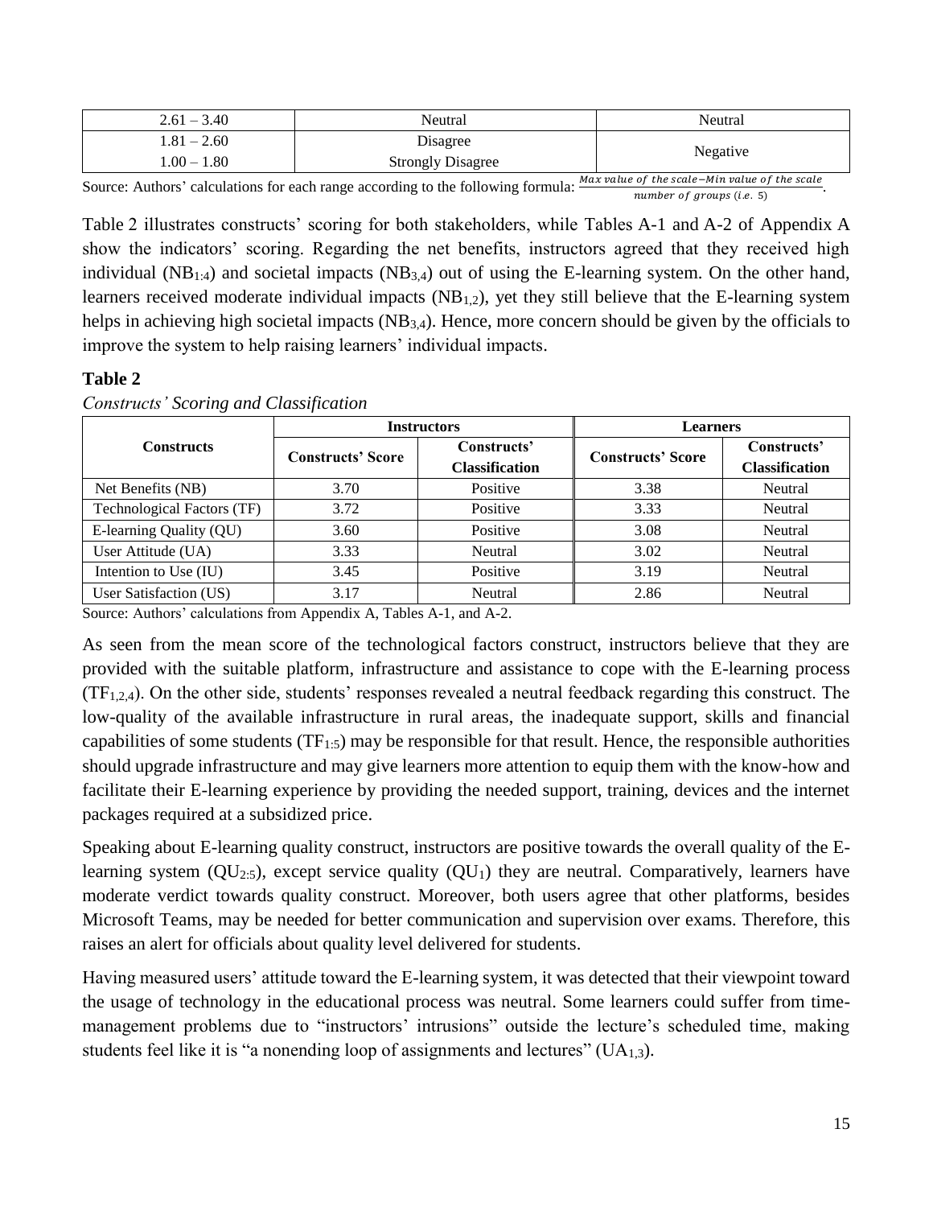| 2.61 – 3.40 | Neutral | Neutral |
|---|---|---|
| 1.81 – 2.60 | Disagree | Negative |
| 1.00 – 1.80 | Strongly Disagree | |

Source: Authors' calculations for each range according to the following formula: $\frac{Max\ value\ of\ the\ scale - Min\ value\ of\ the\ scale}{number\ of\ groups\ (i.e.\ 5)}$.

Table 2 illustrates constructs' scoring for both stakeholders, while Tables A-1 and A-2 of Appendix A show the indicators' scoring. Regarding the net benefits, instructors agreed that they received high individual ($NB_{1:4}$) and societal impacts ($NB_{3,4}$) out of using the E-learning system. On the other hand, learners received moderate individual impacts ($NB_{1,2}$), yet they still believe that the E-learning system helps in achieving high societal impacts ($NB_{3,4}$). Hence, more concern should be given by the officials to improve the system to help raising learners' individual impacts.

**Table 2**

*Constructs' Scoring and Classification*

| Constructs | Instructors | | Learners | |
|---|---|---|---|---|
| | Constructs' Score | Constructs' Classification | Constructs' Score | Constructs' Classification |
| Net Benefits (NB) | 3.70 | Positive | 3.38 | Neutral |
| Technological Factors (TF) | 3.72 | Positive | 3.33 | Neutral |
| E-learning Quality (QU) | 3.60 | Positive | 3.08 | Neutral |
| User Attitude (UA) | 3.33 | Neutral | 3.02 | Neutral |
| Intention to Use (IU) | 3.45 | Positive | 3.19 | Neutral |
| User Satisfaction (US) | 3.17 | Neutral | 2.86 | Neutral |

Source: Authors' calculations from Appendix A, Tables A-1, and A-2.

As seen from the mean score of the technological factors construct, instructors believe that they are provided with the suitable platform, infrastructure and assistance to cope with the E-learning process ($TF_{1,2,4}$). On the other side, students' responses revealed a neutral feedback regarding this construct. The low-quality of the available infrastructure in rural areas, the inadequate support, skills and financial capabilities of some students ($TF_{1:5}$) may be responsible for that result. Hence, the responsible authorities should upgrade infrastructure and may give learners more attention to equip them with the know-how and facilitate their E-learning experience by providing the needed support, training, devices and the internet packages required at a subsidized price.

Speaking about E-learning quality construct, instructors are positive towards the overall quality of the E-learning system ($QU_{2:5}$), except service quality ($QU_1$) they are neutral. Comparatively, learners have moderate verdict towards quality construct. Moreover, both users agree that other platforms, besides Microsoft Teams, may be needed for better communication and supervision over exams. Therefore, this raises an alert for officials about quality level delivered for students.

Having measured users' attitude toward the E-learning system, it was detected that their viewpoint toward the usage of technology in the educational process was neutral. Some learners could suffer from time-management problems due to "instructors' intrusions" outside the lecture's scheduled time, making students feel like it is "a nonending loop of assignments and lectures" ($UA_{1,3}$).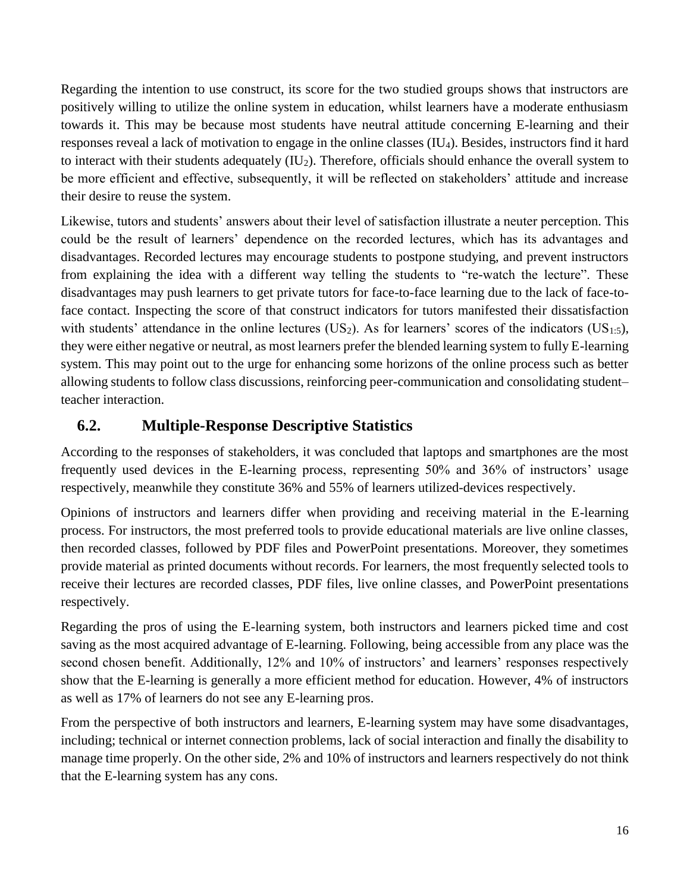Regarding the intention to use construct, its score for the two studied groups shows that instructors are positively willing to utilize the online system in education, whilst learners have a moderate enthusiasm towards it. This may be because most students have neutral attitude concerning E-learning and their responses reveal a lack of motivation to engage in the online classes ($IU_4$). Besides, instructors find it hard to interact with their students adequately ($IU_2$). Therefore, officials should enhance the overall system to be more efficient and effective, subsequently, it will be reflected on stakeholders' attitude and increase their desire to reuse the system.

Likewise, tutors and students' answers about their level of satisfaction illustrate a neuter perception. This could be the result of learners' dependence on the recorded lectures, which has its advantages and disadvantages. Recorded lectures may encourage students to postpone studying, and prevent instructors from explaining the idea with a different way telling the students to "re-watch the lecture". These disadvantages may push learners to get private tutors for face-to-face learning due to the lack of face-to-face contact. Inspecting the score of that construct indicators for tutors manifested their dissatisfaction with students' attendance in the online lectures ($US_2$). As for learners' scores of the indicators ($US_{1:5}$), they were either negative or neutral, as most learners prefer the blended learning system to fully E-learning system. This may point out to the urge for enhancing some horizons of the online process such as better allowing students to follow class discussions, reinforcing peer-communication and consolidating student–teacher interaction.

## 6.2. Multiple-Response Descriptive Statistics

According to the responses of stakeholders, it was concluded that laptops and smartphones are the most frequently used devices in the E-learning process, representing 50% and 36% of instructors' usage respectively, meanwhile they constitute 36% and 55% of learners utilized-devices respectively.

Opinions of instructors and learners differ when providing and receiving material in the E-learning process. For instructors, the most preferred tools to provide educational materials are live online classes, then recorded classes, followed by PDF files and PowerPoint presentations. Moreover, they sometimes provide material as printed documents without records. For learners, the most frequently selected tools to receive their lectures are recorded classes, PDF files, live online classes, and PowerPoint presentations respectively.

Regarding the pros of using the E-learning system, both instructors and learners picked time and cost saving as the most acquired advantage of E-learning. Following, being accessible from any place was the second chosen benefit. Additionally, 12% and 10% of instructors' and learners' responses respectively show that the E-learning is generally a more efficient method for education. However, 4% of instructors as well as 17% of learners do not see any E-learning pros.

From the perspective of both instructors and learners, E-learning system may have some disadvantages, including; technical or internet connection problems, lack of social interaction and finally the disability to manage time properly. On the other side, 2% and 10% of instructors and learners respectively do not think that the E-learning system has any cons.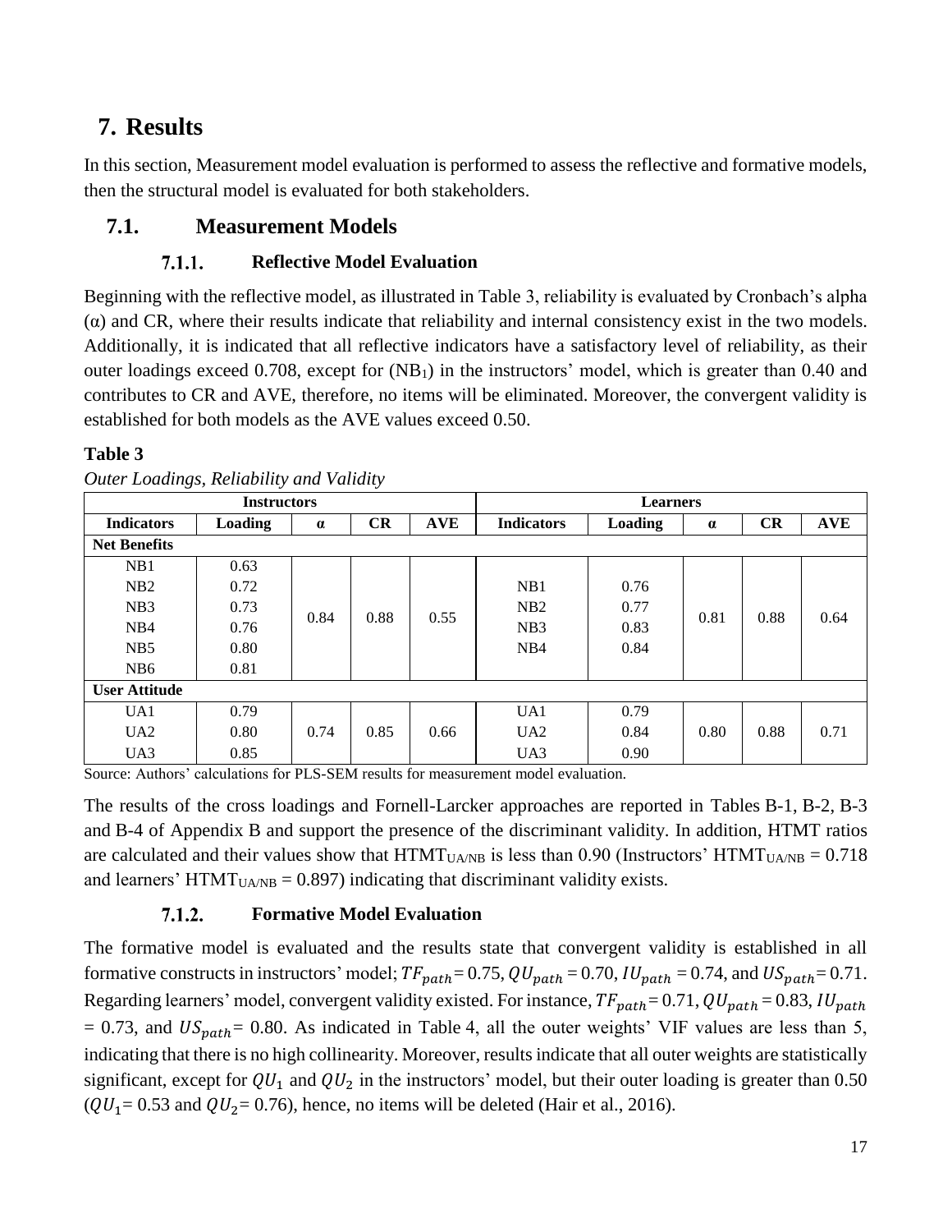# 7. Results

In this section, Measurement model evaluation is performed to assess the reflective and formative models, then the structural model is evaluated for both stakeholders.

## 7.1. Measurement Models

### 7.1.1. Reflective Model Evaluation

Beginning with the reflective model, as illustrated in Table 3, reliability is evaluated by Cronbach's alpha (α) and CR, where their results indicate that reliability and internal consistency exist in the two models. Additionally, it is indicated that all reflective indicators have a satisfactory level of reliability, as their outer loadings exceed 0.708, except for ($NB_1$) in the instructors' model, which is greater than 0.40 and contributes to CR and AVE, therefore, no items will be eliminated. Moreover, the convergent validity is established for both models as the AVE values exceed 0.50.

**Table 3**

*Outer Loadings, Reliability and Validity*

| Instructors | | | | | Learners | | | | |
|---|---|---|---|---|---|---|---|---|---|
| **Indicators** | **Loading** | **α** | **CR** | **AVE** | **Indicators** | **Loading** | **α** | **CR** | **AVE** |
| **Net Benefits** | | | | | | | | | |
| NB1 | 0.63 | 0.84 | 0.88 | 0.55 | NB1 | 0.76 | 0.81 | 0.88 | 0.64 |
| NB2 | 0.72 | | | | NB2 | 0.77 | | | |
| NB3 | 0.73 | | | | NB3 | 0.83 | | | |
| NB4 | 0.76 | | | | NB4 | 0.84 | | | |
| NB5 | 0.80 | | | | | | | | |
| NB6 | 0.81 | | | | | | | | |
| **User Attitude** | | | | | | | | | |
| UA1 | 0.79 | 0.74 | 0.85 | 0.66 | UA1 | 0.79 | 0.80 | 0.88 | 0.71 |
| UA2 | 0.80 | | | | UA2 | 0.84 | | | |
| UA3 | 0.85 | | | | UA3 | 0.90 | | | |

Source: Authors' calculations for PLS-SEM results for measurement model evaluation.

The results of the cross loadings and Fornell-Larcker approaches are reported in Tables B-1, B-2, B-3 and B-4 of Appendix B and support the presence of the discriminant validity. In addition, HTMT ratios are calculated and their values show that $HTMT_{UA/NB}$ is less than 0.90 (Instructors' $HTMT_{UA/NB} = 0.718$ and learners' $HTMT_{UA/NB} = 0.897$) indicating that discriminant validity exists.

### 7.1.2. Formative Model Evaluation

The formative model is evaluated and the results state that convergent validity is established in all formative constructs in instructors' model; $TF_{path} = 0.75$, $QU_{path} = 0.70$, $IU_{path} = 0.74$, and $US_{path} = 0.71$. Regarding learners' model, convergent validity existed. For instance, $TF_{path} = 0.71$, $QU_{path} = 0.83$, $IU_{path} = 0.73$, and $US_{path} = 0.80$. As indicated in Table 4, all the outer weights' VIF values are less than 5, indicating that there is no high collinearity. Moreover, results indicate that all outer weights are statistically significant, except for $QU_1$ and $QU_2$ in the instructors' model, but their outer loading is greater than 0.50 ($QU_1 = 0.53$ and $QU_2 = 0.76$), hence, no items will be deleted (Hair et al., 2016).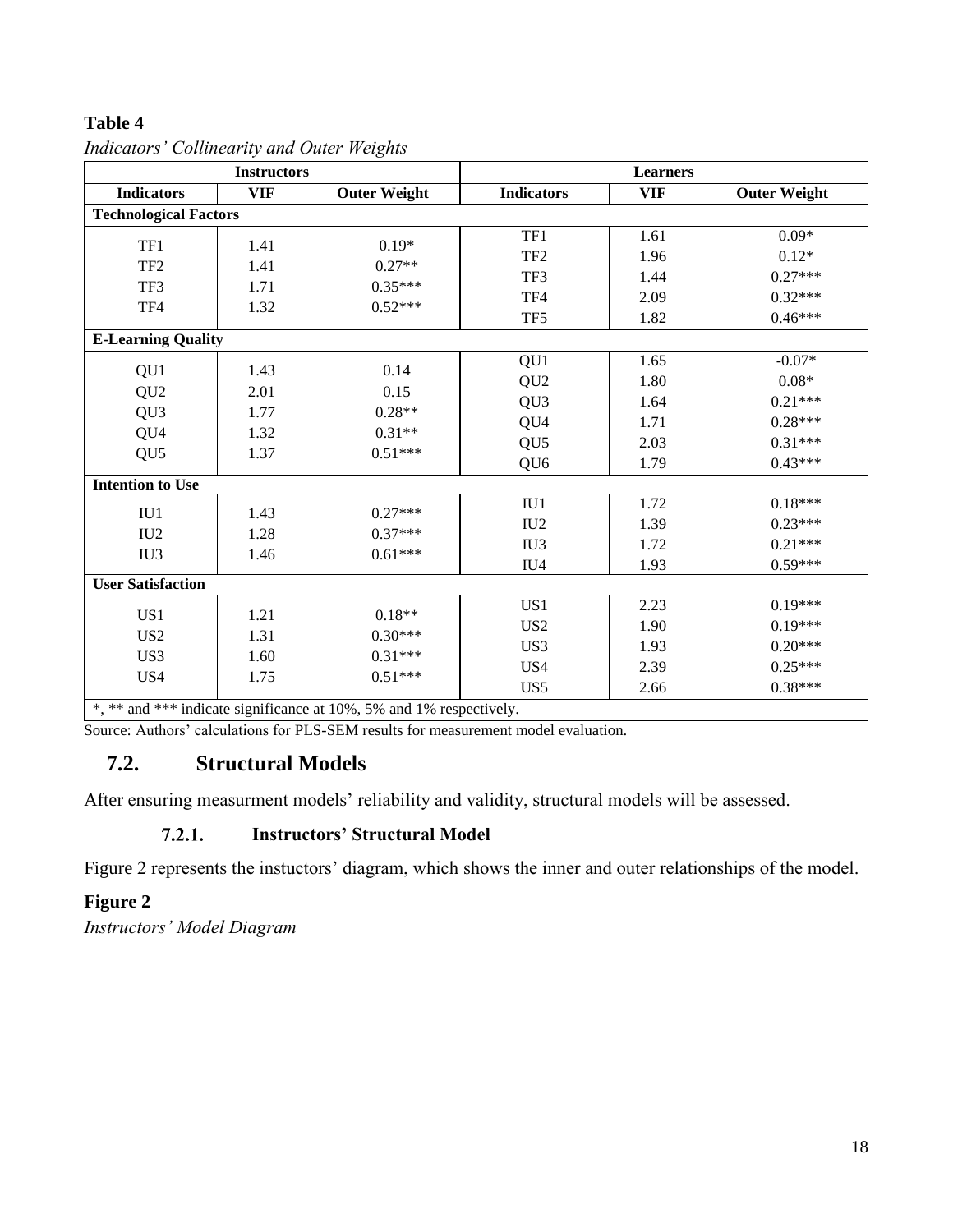**Table 4**

*Indicators' Collinearity and Outer Weights*

| Instructors | | | Learners | | |
|---|---|---|---|---|---|
| **Indicators** | **VIF** | **Outer Weight** | **Indicators** | **VIF** | **Outer Weight** |
| **Technological Factors** | | | | | |
| TF1 | 1.41 | 0.19* | TF1 | 1.61 | 0.09* |
| TF2 | 1.41 | 0.27** | TF2 | 1.96 | 0.12* |
| TF3 | 1.71 | 0.35*** | TF3 | 1.44 | 0.27*** |
| TF4 | 1.32 | 0.52*** | TF4 | 2.09 | 0.32*** |
| | | | TF5 | 1.82 | 0.46*** |
| **E-Learning Quality** | | | | | |
| QU1 | 1.43 | 0.14 | QU1 | 1.65 | -0.07* |
| QU2 | 2.01 | 0.15 | QU2 | 1.80 | 0.08* |
| QU3 | 1.77 | 0.28** | QU3 | 1.64 | 0.21*** |
| QU4 | 1.32 | 0.31** | QU4 | 1.71 | 0.28*** |
| QU5 | 1.37 | 0.51*** | QU5 | 2.03 | 0.31*** |
| | | | QU6 | 1.79 | 0.43*** |
| **Intention to Use** | | | | | |
| IU1 | 1.43 | 0.27*** | IU1 | 1.72 | 0.18*** |
| IU2 | 1.28 | 0.37*** | IU2 | 1.39 | 0.23*** |
| IU3 | 1.46 | 0.61*** | IU3 | 1.72 | 0.21*** |
| | | | IU4 | 1.93 | 0.59*** |
| **User Satisfaction** | | | | | |
| US1 | 1.21 | 0.18** | US1 | 2.23 | 0.19*** |
| US2 | 1.31 | 0.30*** | US2 | 1.90 | 0.19*** |
| US3 | 1.60 | 0.31*** | US3 | 1.93 | 0.20*** |
| US4 | 1.75 | 0.51*** | US4 | 2.39 | 0.25*** |
| | | | US5 | 2.66 | 0.38*** |
| *, ** and *** indicate significance at 10%, 5% and 1% respectively. | | | | | |

Source: Authors' calculations for PLS-SEM results for measurement model evaluation.

## 7.2. Structural Models

After ensuring measurment models' reliability and validity, structural models will be assessed.

### 7.2.1. Instructors' Structural Model

Figure 2 represents the instuctors' diagram, which shows the inner and outer relationships of the model.

**Figure 2**

*Instructors' Model Diagram*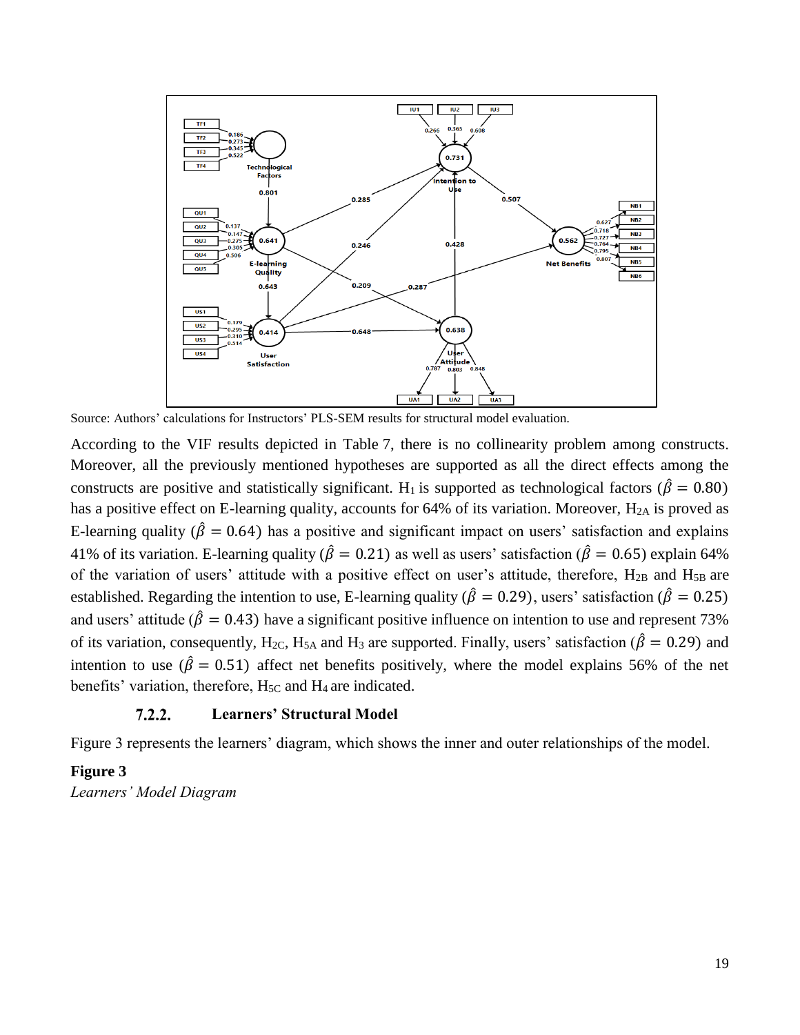Source: Authors' calculations for Instructors' PLS-SEM results for structural model evaluation.

According to the VIF results depicted in Table 7, there is no collinearity problem among constructs. Moreover, all the previously mentioned hypotheses are supported as all the direct effects among the constructs are positive and statistically significant. $H_1$ is supported as technological factors ($\hat{\beta} = 0.80$) has a positive effect on E-learning quality, accounts for 64% of its variation. Moreover, $H_{2A}$ is proved as E-learning quality ($\hat{\beta} = 0.64$) has a positive and significant impact on users' satisfaction and explains 41% of its variation. E-learning quality ($\hat{\beta} = 0.21$) as well as users' satisfaction ($\hat{\beta} = 0.65$) explain 64% of the variation of users' attitude with a positive effect on user's attitude, therefore, $H_{2B}$ and $H_{5B}$ are established. Regarding the intention to use, E-learning quality ($\hat{\beta} = 0.29$), users' satisfaction ($\hat{\beta} = 0.25$) and users' attitude ($\hat{\beta} = 0.43$) have a significant positive influence on intention to use and represent 73% of its variation, consequently, $H_{2C}$, $H_{5A}$ and $H_3$ are supported. Finally, users' satisfaction ($\hat{\beta} = 0.29$) and intention to use ($\hat{\beta} = 0.51$) affect net benefits positively, where the model explains 56% of the net benefits' variation, therefore, $H_{5C}$ and $H_4$ are indicated.

### 7.2.2. Learners' Structural Model

Figure 3 represents the learners' diagram, which shows the inner and outer relationships of the model.

**Figure 3**

*Learners' Model Diagram*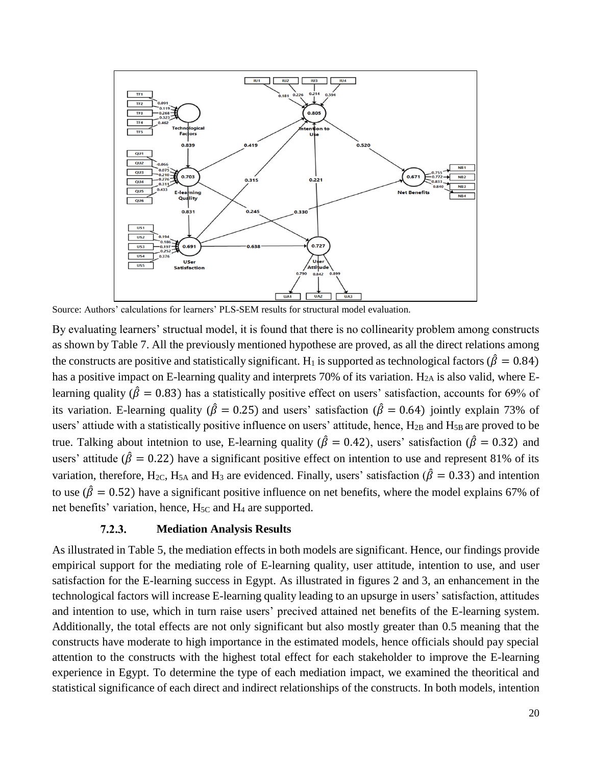Source: Authors' calculations for learners' PLS-SEM results for structural model evaluation.

By evaluating learners' structual model, it is found that there is no collinearity problem among constructs as shown by Table 7. All the previously mentioned hypothese are proved, as all the direct relations among the constructs are positive and statistically significant. $H_1$ is supported as technological factors ($\hat{\beta} = 0.84$) has a positive impact on E-learning quality and interprets 70% of its variation. $H_{2A}$ is also valid, where E-learning quality ($\hat{\beta} = 0.83$) has a statistically positive effect on users' satisfaction, accounts for 69% of its variation. E-learning quality ($\hat{\beta} = 0.25$) and users' satisfaction ($\hat{\beta} = 0.64$) jointly explain 73% of users' attiude with a statistically positive influence on users' attitude, hence, $H_{2B}$ and $H_{5B}$ are proved to be true. Talking about intetnion to use, E-learning quality ($\hat{\beta} = 0.42$), users' satisfaction ($\hat{\beta} = 0.32$) and users' attitude ($\hat{\beta} = 0.22$) have a significant positive effect on intention to use and represent 81% of its variation, therefore, $H_{2C}$, $H_{5A}$ and $H_3$ are evidenced. Finally, users' satisfaction ($\hat{\beta} = 0.33$) and intention to use ($\hat{\beta} = 0.52$) have a significant positive influence on net benefits, where the model explains 67% of net benefits' variation, hence, $H_{5C}$ and $H_4$ are supported.

### 7.2.3. Mediation Analysis Results

As illustrated in Table 5, the mediation effects in both models are significant. Hence, our findings provide empirical support for the mediating role of E-learning quality, user attitude, intention to use, and user satisfaction for the E-learning success in Egypt. As illustrated in figures 2 and 3, an enhancement in the technological factors will increase E-learning quality leading to an upsurge in users' satisfaction, attitudes and intention to use, which in turn raise users' precived attained net benefits of the E-learning system. Additionally, the total effects are not only significant but also mostly greater than 0.5 meaning that the constructs have moderate to high importance in the estimated models, hence officials should pay special attention to the constructs with the highest total effect for each stakeholder to improve the E-learning experience in Egypt. To determine the type of each mediation impact, we examined the theoritical and statistical significance of each direct and indirect relationships of the constructs. In both models, intention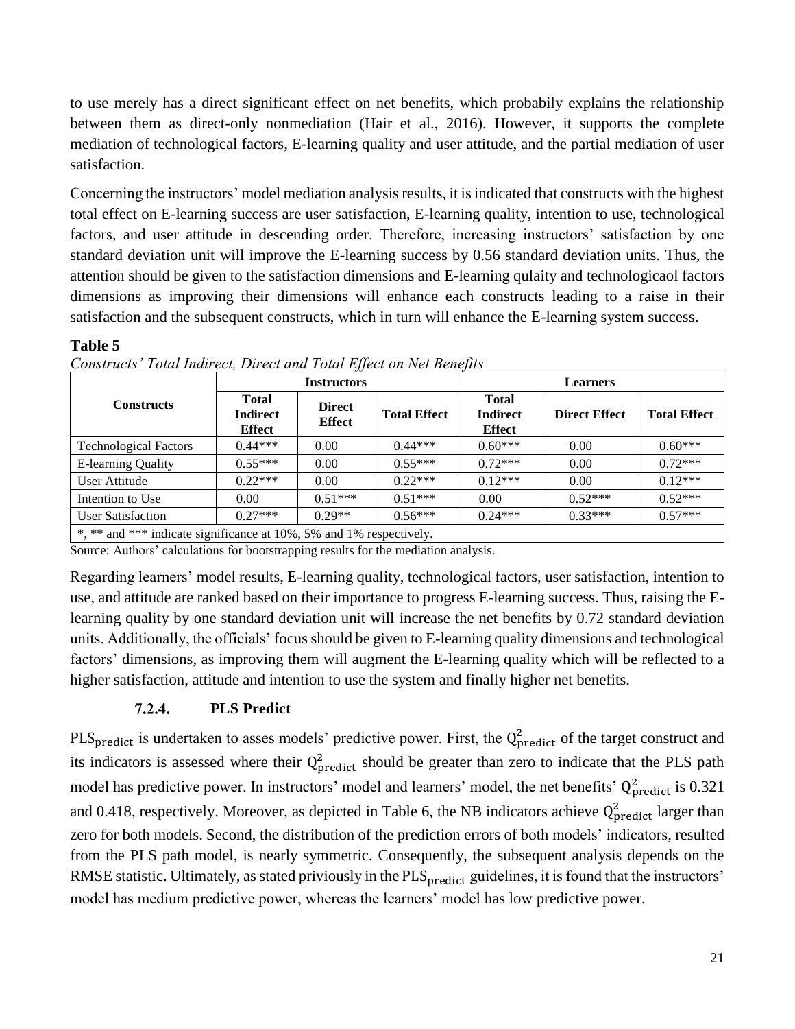to use merely has a direct significant effect on net benefits, which probably explains the relationship between them as direct-only nonmediation (Hair et al., 2016). However, it supports the complete mediation of technological factors, E-learning quality and user attitude, and the partial mediation of user satisfaction.

Concerning the instructors' model mediation analysis results, it is indicated that constructs with the highest total effect on E-learning success are user satisfaction, E-learning quality, intention to use, technological factors, and user attitude in descending order. Therefore, increasing instructors' satisfaction by one standard deviation unit will improve the E-learning success by 0.56 standard deviation units. Thus, the attention should be given to the satisfaction dimensions and E-learning qulaity and technologicaol factors dimensions as improving their dimensions will enhance each constructs leading to a raise in their satisfaction and the subsequent constructs, which in turn will enhance the E-learning system success.

**Table 5**

*Constructs' Total Indirect, Direct and Total Effect on Net Benefits*

| Constructs | Instructors | | | Learners | | |
|---|---|---|---|---|---|---|
| | **Total Indirect Effect** | **Direct Effect** | **Total Effect** | **Total Indirect Effect** | **Direct Effect** | **Total Effect** |
| Technological Factors | 0.44*** | 0.00 | 0.44*** | 0.60*** | 0.00 | 0.60*** |
| E-learning Quality | 0.55*** | 0.00 | 0.55*** | 0.72*** | 0.00 | 0.72*** |
| User Attitude | 0.22*** | 0.00 | 0.22*** | 0.12*** | 0.00 | 0.12*** |
| Intention to Use | 0.00 | 0.51*** | 0.51*** | 0.00 | 0.52*** | 0.52*** |
| User Satisfaction | 0.27*** | 0.29** | 0.56*** | 0.24*** | 0.33*** | 0.57*** |
| *, ** and *** indicate significance at 10%, 5% and 1% respectively. | | | | | | |

Source: Authors' calculations for bootstrapping results for the mediation analysis.

Regarding learners' model results, E-learning quality, technological factors, user satisfaction, intention to use, and attitude are ranked based on their importance to progress E-learning success. Thus, raising the E-learning quality by one standard deviation unit will increase the net benefits by 0.72 standard deviation units. Additionally, the officials' focus should be given to E-learning quality dimensions and technological factors' dimensions, as improving them will augment the E-learning quality which will be reflected to a higher satisfaction, attitude and intention to use the system and finally higher net benefits.

### 7.2.4. PLS Predict

$\text{PLS}_{\text{predict}}$ is undertaken to asses models' predictive power. First, the $Q^2_{\text{predict}}$ of the target construct and its indicators is assessed where their $Q^2_{\text{predict}}$ should be greater than zero to indicate that the PLS path model has predictive power. In instructors' model and learners' model, the net benefits' $Q^2_{\text{predict}}$ is 0.321 and 0.418, respectively. Moreover, as depicted in Table 6, the NB indicators achieve $Q^2_{\text{predict}}$ larger than zero for both models. Second, the distribution of the prediction errors of both models' indicators, resulted from the PLS path model, is nearly symmetric. Consequently, the subsequent analysis depends on the RMSE statistic. Ultimately, as stated priviously in the $\text{PLS}_{\text{predict}}$ guidelines, it is found that the instructors' model has medium predictive power, whereas the learners' model has low predictive power.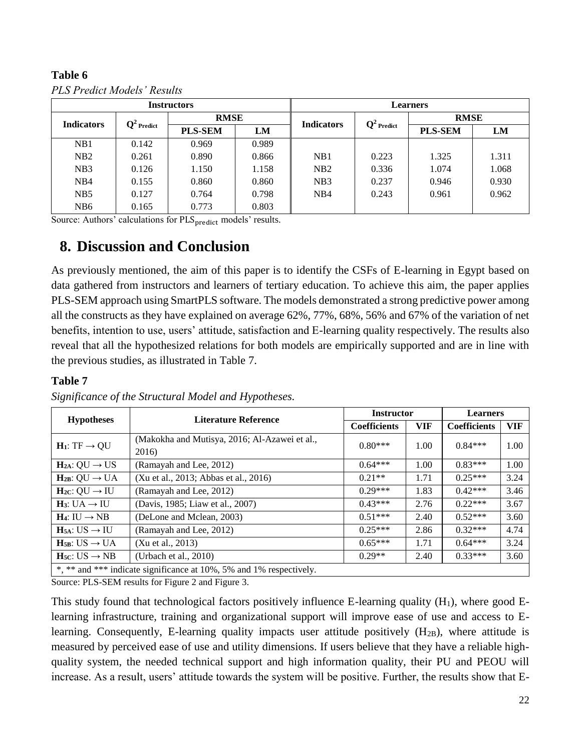**Table 6**

*PLS Predict Models' Results*

| Instructors | | | | Learners | | | |
|---|---|---|---|---|---|---|---|
| Indicators | $Q^2_{Predict}$ | RMSE | | Indicators | $Q^2_{Predict}$ | RMSE | |
| | | PLS-SEM | LM | | | PLS-SEM | LM |
| NB1 | 0.142 | 0.969 | 0.989 | | | | |
| NB2 | 0.261 | 0.890 | 0.866 | NB1 | 0.223 | 1.325 | 1.311 |
| NB3 | 0.126 | 1.150 | 1.158 | NB2 | 0.336 | 1.074 | 1.068 |
| NB4 | 0.155 | 0.860 | 0.860 | NB3 | 0.237 | 0.946 | 0.930 |
| NB5 | 0.127 | 0.764 | 0.798 | NB4 | 0.243 | 0.961 | 0.962 |
| NB6 | 0.165 | 0.773 | 0.803 | | | | |

Source: Authors' calculations for $PLS_{predict}$ models' results.

## 8. Discussion and Conclusion

As previously mentioned, the aim of this paper is to identify the CSFs of E-learning in Egypt based on data gathered from instructors and learners of tertiary education. To achieve this aim, the paper applies PLS-SEM approach using SmartPLS software. The models demonstrated a strong predictive power among all the constructs as they have explained on average 62%, 77%, 68%, 56% and 67% of the variation of net benefits, intention to use, users' attitude, satisfaction and E-learning quality respectively. The results also reveal that all the hypothesized relations for both models are empirically supported and are in line with the previous studies, as illustrated in Table 7.

**Table 7**

*Significance of the Structural Model and Hypotheses.*

| Hypotheses | Literature Reference | Instructor | | Learners | |
|---|---|---|---|---|---|
| | | Coefficients | VIF | Coefficients | VIF |
| **$H_1$**: TF → QU | (Makokha and Mutisya, 2016; Al-Azawei et al., 2016) | 0.80*** | 1.00 | 0.84*** | 1.00 |
| **$H_{2A}$**: QU → US | (Ramayah and Lee, 2012) | 0.64*** | 1.00 | 0.83*** | 1.00 |
| **$H_{2B}$**: QU → UA | (Xu et al., 2013; Abbas et al., 2016) | 0.21** | 1.71 | 0.25*** | 3.24 |
| **$H_{2C}$**: QU → IU | (Ramayah and Lee, 2012) | 0.29*** | 1.83 | 0.42*** | 3.46 |
| **$H_3$**: UA → IU | (Davis, 1985; Liaw et al., 2007) | 0.43*** | 2.76 | 0.22*** | 3.67 |
| **$H_4$**: IU → NB | (DeLone and Mclean, 2003) | 0.51*** | 2.40 | 0.52*** | 3.60 |
| **$H_{5A}$**: US → IU | (Ramayah and Lee, 2012) | 0.25*** | 2.86 | 0.32*** | 4.74 |
| **$H_{5B}$**: US → UA | (Xu et al., 2013) | 0.65*** | 1.71 | 0.64*** | 3.24 |
| **$H_{5C}$**: US → NB | (Urbach et al., 2010) | 0.29** | 2.40 | 0.33*** | 3.60 |
| *, ** and *** indicate significance at 10%, 5% and 1% respectively. | | | | | |

Source: PLS-SEM results for Figure 2 and Figure 3.

This study found that technological factors positively influence E-learning quality ($H_1$), where good E-learning infrastructure, training and organizational support will improve ease of use and access to E-learning. Consequently, E-learning quality impacts user attitude positively ($H_{2B}$), where attitude is measured by perceived ease of use and utility dimensions. If users believe that they have a reliable high-quality system, the needed technical support and high information quality, their PU and PEOU will increase. As a result, users' attitude towards the system will be positive. Further, the results show that E-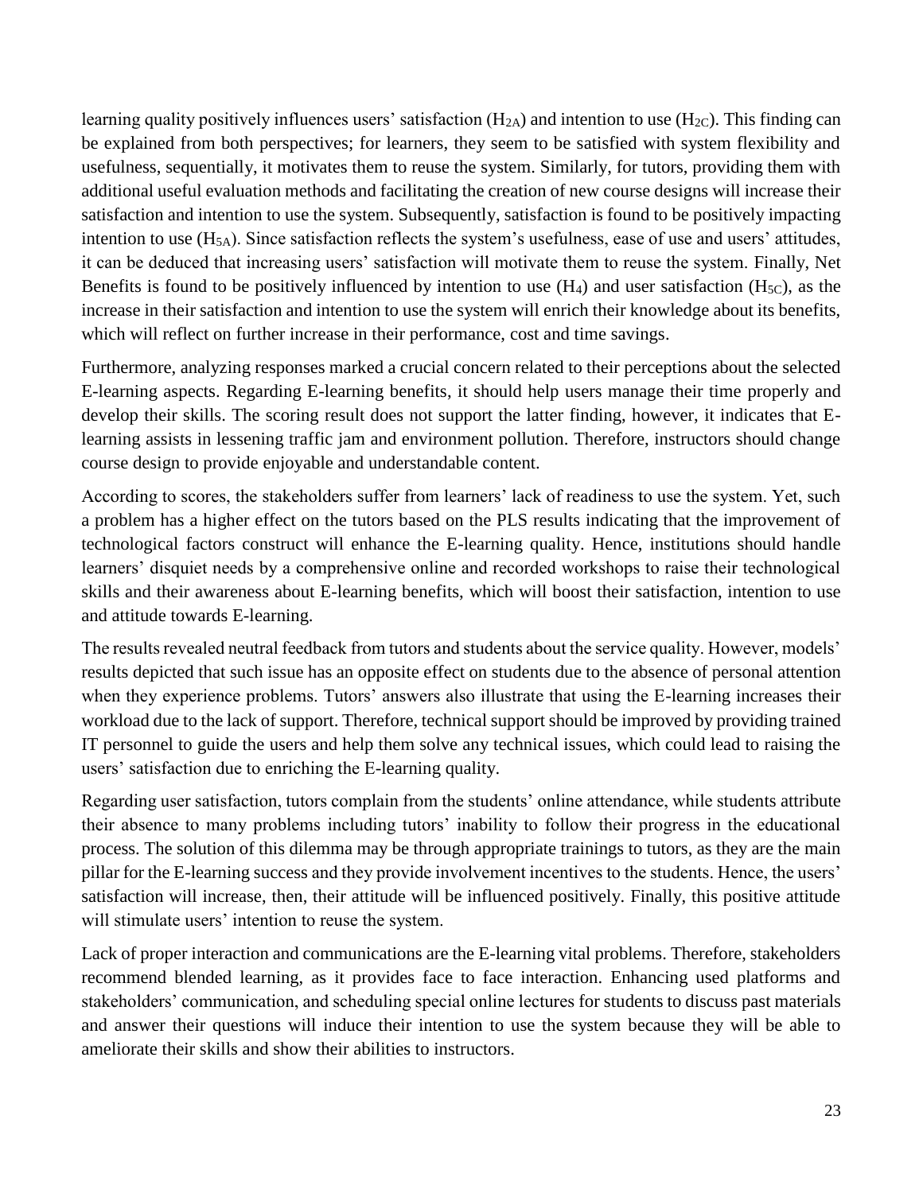learning quality positively influences users' satisfaction ($H_{2A}$) and intention to use ($H_{2C}$). This finding can be explained from both perspectives; for learners, they seem to be satisfied with system flexibility and usefulness, sequentially, it motivates them to reuse the system. Similarly, for tutors, providing them with additional useful evaluation methods and facilitating the creation of new course designs will increase their satisfaction and intention to use the system. Subsequently, satisfaction is found to be positively impacting intention to use ($H_{5A}$). Since satisfaction reflects the system's usefulness, ease of use and users' attitudes, it can be deduced that increasing users' satisfaction will motivate them to reuse the system. Finally, Net Benefits is found to be positively influenced by intention to use ($H_4$) and user satisfaction ($H_{5C}$), as the increase in their satisfaction and intention to use the system will enrich their knowledge about its benefits, which will reflect on further increase in their performance, cost and time savings.

Furthermore, analyzing responses marked a crucial concern related to their perceptions about the selected E-learning aspects. Regarding E-learning benefits, it should help users manage their time properly and develop their skills. The scoring result does not support the latter finding, however, it indicates that E-learning assists in lessening traffic jam and environment pollution. Therefore, instructors should change course design to provide enjoyable and understandable content.

According to scores, the stakeholders suffer from learners' lack of readiness to use the system. Yet, such a problem has a higher effect on the tutors based on the PLS results indicating that the improvement of technological factors construct will enhance the E-learning quality. Hence, institutions should handle learners' disquiet needs by a comprehensive online and recorded workshops to raise their technological skills and their awareness about E-learning benefits, which will boost their satisfaction, intention to use and attitude towards E-learning.

The results revealed neutral feedback from tutors and students about the service quality. However, models' results depicted that such issue has an opposite effect on students due to the absence of personal attention when they experience problems. Tutors' answers also illustrate that using the E-learning increases their workload due to the lack of support. Therefore, technical support should be improved by providing trained IT personnel to guide the users and help them solve any technical issues, which could lead to raising the users' satisfaction due to enriching the E-learning quality.

Regarding user satisfaction, tutors complain from the students' online attendance, while students attribute their absence to many problems including tutors' inability to follow their progress in the educational process. The solution of this dilemma may be through appropriate trainings to tutors, as they are the main pillar for the E-learning success and they provide involvement incentives to the students. Hence, the users' satisfaction will increase, then, their attitude will be influenced positively. Finally, this positive attitude will stimulate users' intention to reuse the system.

Lack of proper interaction and communications are the E-learning vital problems. Therefore, stakeholders recommend blended learning, as it provides face to face interaction. Enhancing used platforms and stakeholders' communication, and scheduling special online lectures for students to discuss past materials and answer their questions will induce their intention to use the system because they will be able to ameliorate their skills and show their abilities to instructors.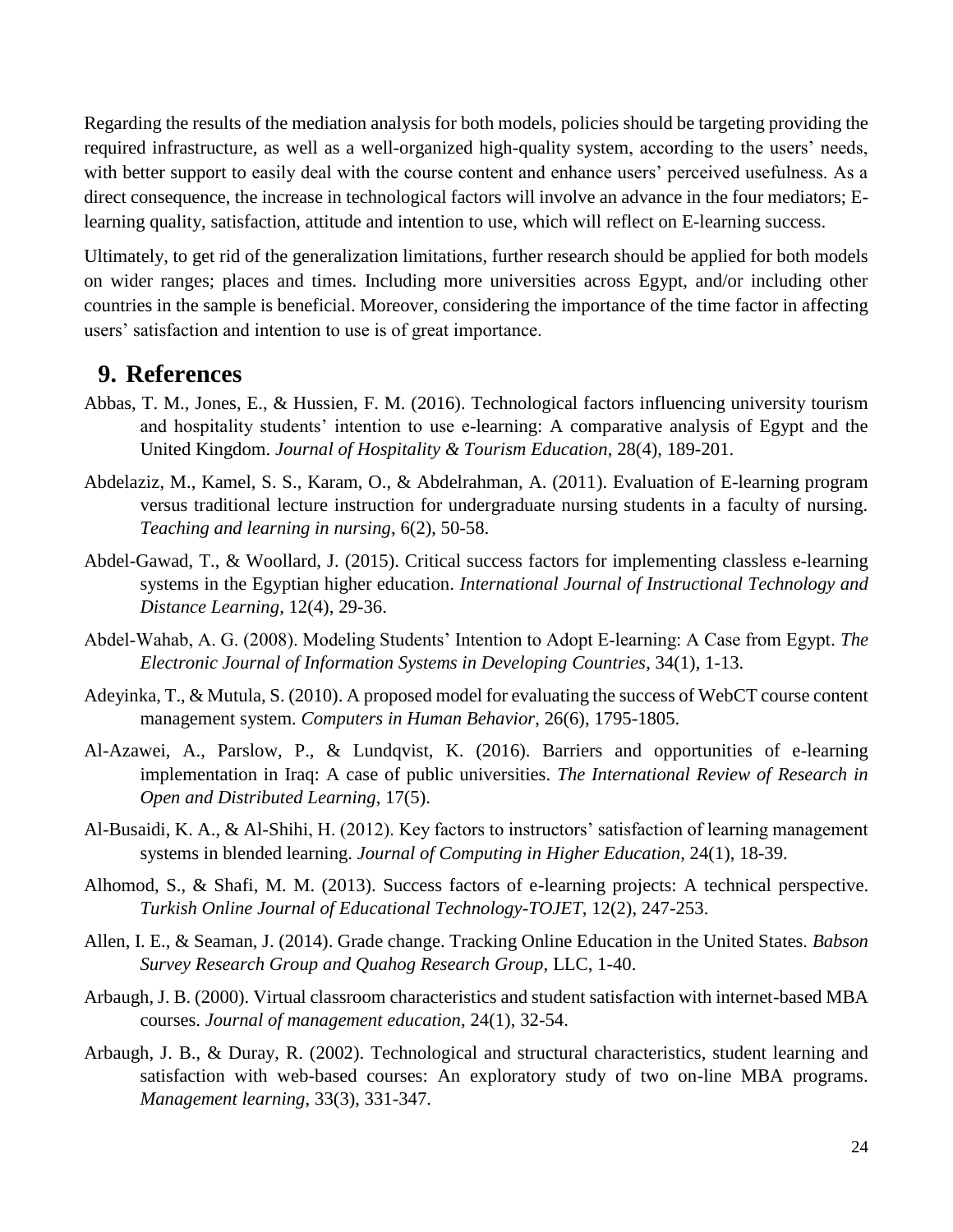Regarding the results of the mediation analysis for both models, policies should be targeting providing the required infrastructure, as well as a well-organized high-quality system, according to the users' needs, with better support to easily deal with the course content and enhance users' perceived usefulness. As a direct consequence, the increase in technological factors will involve an advance in the four mediators; E-learning quality, satisfaction, attitude and intention to use, which will reflect on E-learning success.

Ultimately, to get rid of the generalization limitations, further research should be applied for both models on wider ranges; places and times. Including more universities across Egypt, and/or including other countries in the sample is beneficial. Moreover, considering the importance of the time factor in affecting users' satisfaction and intention to use is of great importance.

## 9. References

Abbas, T. M., Jones, E., & Hussien, F. M. (2016). Technological factors influencing university tourism and hospitality students' intention to use e-learning: A comparative analysis of Egypt and the United Kingdom. *Journal of Hospitality & Tourism Education*, 28(4), 189-201.

Abdelaziz, M., Kamel, S. S., Karam, O., & Abdelrahman, A. (2011). Evaluation of E-learning program versus traditional lecture instruction for undergraduate nursing students in a faculty of nursing. *Teaching and learning in nursing*, 6(2), 50-58.

Abdel-Gawad, T., & Woollard, J. (2015). Critical success factors for implementing classless e-learning systems in the Egyptian higher education. *International Journal of Instructional Technology and Distance Learning*, 12(4), 29-36.

Abdel-Wahab, A. G. (2008). Modeling Students' Intention to Adopt E-learning: A Case from Egypt. *The Electronic Journal of Information Systems in Developing Countries*, 34(1), 1-13.

Adeyinka, T., & Mutula, S. (2010). A proposed model for evaluating the success of WebCT course content management system. *Computers in Human Behavior*, 26(6), 1795-1805.

Al-Azawei, A., Parslow, P., & Lundqvist, K. (2016). Barriers and opportunities of e-learning implementation in Iraq: A case of public universities. *The International Review of Research in Open and Distributed Learning*, 17(5).

Al-Busaidi, K. A., & Al-Shihi, H. (2012). Key factors to instructors' satisfaction of learning management systems in blended learning. *Journal of Computing in Higher Education*, 24(1), 18-39.

Alhomod, S., & Shafi, M. M. (2013). Success factors of e-learning projects: A technical perspective. *Turkish Online Journal of Educational Technology-TOJET*, 12(2), 247-253.

Allen, I. E., & Seaman, J. (2014). Grade change. Tracking Online Education in the United States. *Babson Survey Research Group and Quahog Research Group*, LLC, 1-40.

Arbaugh, J. B. (2000). Virtual classroom characteristics and student satisfaction with internet-based MBA courses. *Journal of management education*, 24(1), 32-54.

Arbaugh, J. B., & Duray, R. (2002). Technological and structural characteristics, student learning and satisfaction with web-based courses: An exploratory study of two on-line MBA programs. *Management learning*, 33(3), 331-347.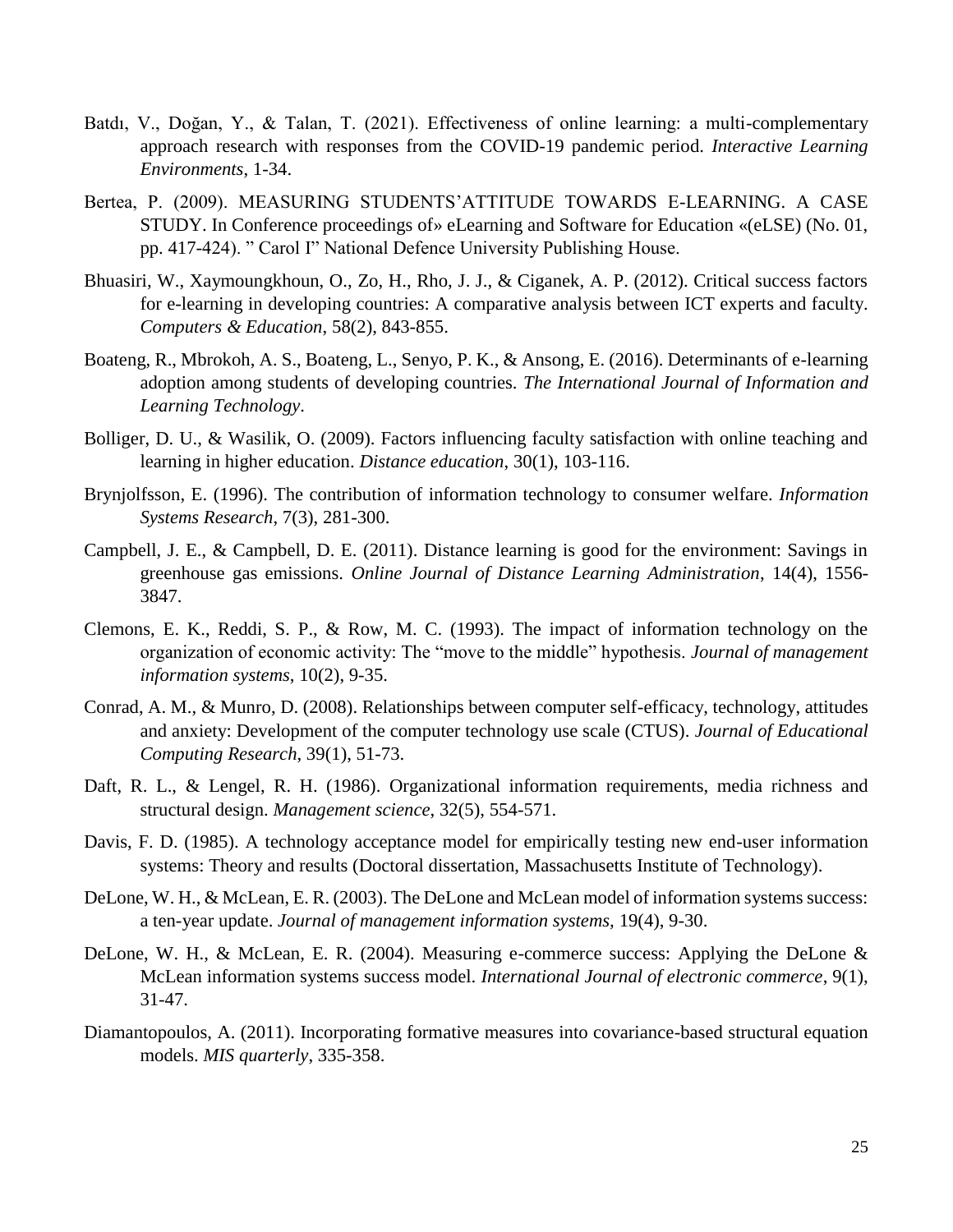Batdı, V., Doğan, Y., & Talan, T. (2021). Effectiveness of online learning: a multi-complementary approach research with responses from the COVID-19 pandemic period. *Interactive Learning Environments*, 1-34.

Bertea, P. (2009). MEASURING STUDENTS'ATTITUDE TOWARDS E-LEARNING. A CASE STUDY. In Conference proceedings of» eLearning and Software for Education «(eLSE) (No. 01, pp. 417-424). " Carol I" National Defence University Publishing House.

Bhuasiri, W., Xaymoungkhoun, O., Zo, H., Rho, J. J., & Ciganek, A. P. (2012). Critical success factors for e-learning in developing countries: A comparative analysis between ICT experts and faculty. *Computers & Education*, 58(2), 843-855.

Boateng, R., Mbrokoh, A. S., Boateng, L., Senyo, P. K., & Ansong, E. (2016). Determinants of e-learning adoption among students of developing countries. *The International Journal of Information and Learning Technology*.

Bolliger, D. U., & Wasilik, O. (2009). Factors influencing faculty satisfaction with online teaching and learning in higher education. *Distance education*, 30(1), 103-116.

Brynjolfsson, E. (1996). The contribution of information technology to consumer welfare. *Information Systems Research*, 7(3), 281-300.

Campbell, J. E., & Campbell, D. E. (2011). Distance learning is good for the environment: Savings in greenhouse gas emissions. *Online Journal of Distance Learning Administration*, 14(4), 1556-3847.

Clemons, E. K., Reddi, S. P., & Row, M. C. (1993). The impact of information technology on the organization of economic activity: The "move to the middle" hypothesis. *Journal of management information systems*, 10(2), 9-35.

Conrad, A. M., & Munro, D. (2008). Relationships between computer self-efficacy, technology, attitudes and anxiety: Development of the computer technology use scale (CTUS). *Journal of Educational Computing Research*, 39(1), 51-73.

Daft, R. L., & Lengel, R. H. (1986). Organizational information requirements, media richness and structural design. *Management science*, 32(5), 554-571.

Davis, F. D. (1985). A technology acceptance model for empirically testing new end-user information systems: Theory and results (Doctoral dissertation, Massachusetts Institute of Technology).

DeLone, W. H., & McLean, E. R. (2003). The DeLone and McLean model of information systems success: a ten-year update. *Journal of management information systems*, 19(4), 9-30.

DeLone, W. H., & McLean, E. R. (2004). Measuring e-commerce success: Applying the DeLone & McLean information systems success model. *International Journal of electronic commerce*, 9(1), 31-47.

Diamantopoulos, A. (2011). Incorporating formative measures into covariance-based structural equation models. *MIS quarterly*, 335-358.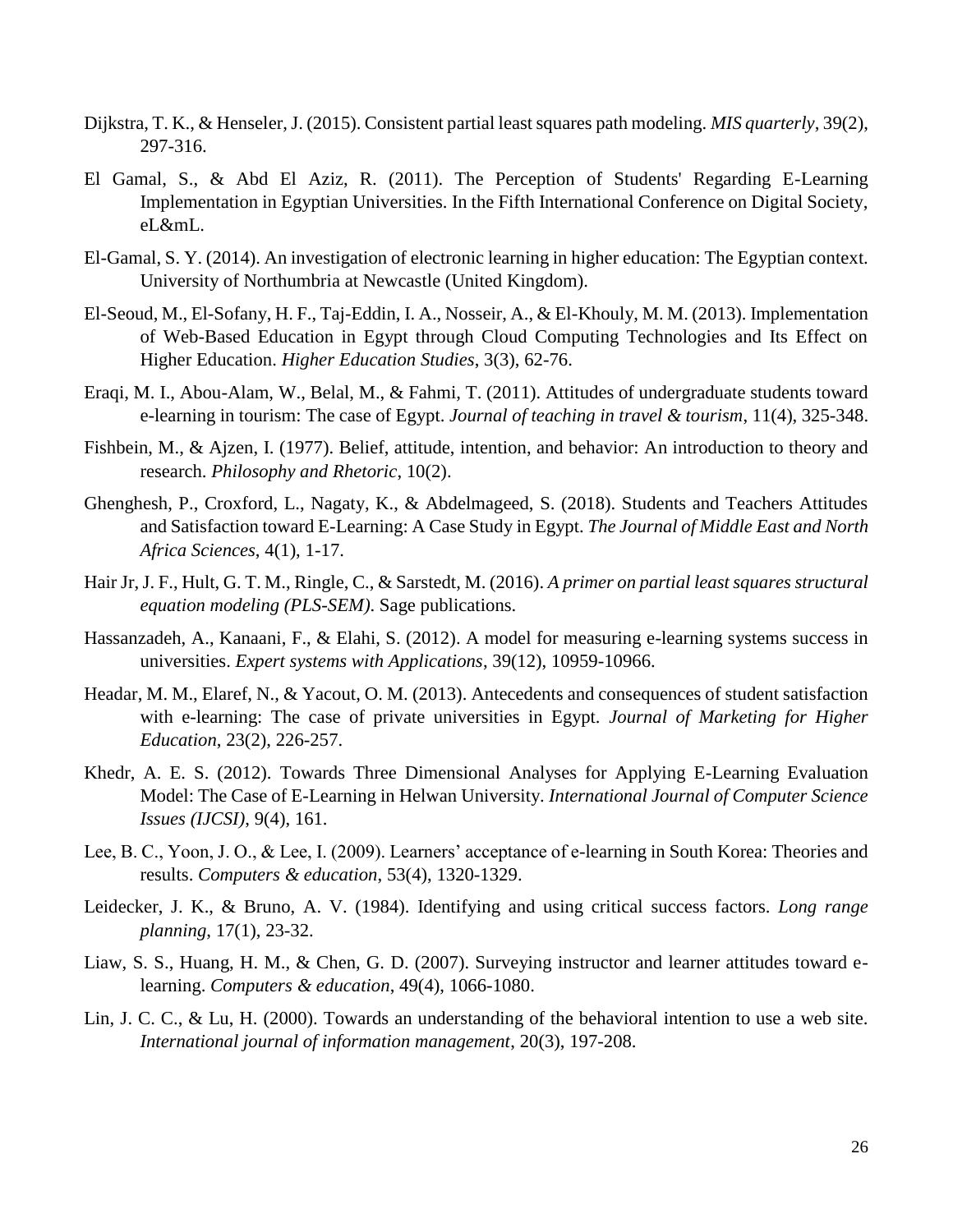Dijkstra, T. K., & Henseler, J. (2015). Consistent partial least squares path modeling. *MIS quarterly*, 39(2), 297-316.

El Gamal, S., & Abd El Aziz, R. (2011). The Perception of Students' Regarding E-Learning Implementation in Egyptian Universities. In the Fifth International Conference on Digital Society, eL&mL.

El-Gamal, S. Y. (2014). An investigation of electronic learning in higher education: The Egyptian context. University of Northumbria at Newcastle (United Kingdom).

El-Seoud, M., El-Sofany, H. F., Taj-Eddin, I. A., Nosseir, A., & El-Khouly, M. M. (2013). Implementation of Web-Based Education in Egypt through Cloud Computing Technologies and Its Effect on Higher Education. *Higher Education Studies*, 3(3), 62-76.

Eraqi, M. I., Abou-Alam, W., Belal, M., & Fahmi, T. (2011). Attitudes of undergraduate students toward e-learning in tourism: The case of Egypt. *Journal of teaching in travel & tourism*, 11(4), 325-348.

Fishbein, M., & Ajzen, I. (1977). Belief, attitude, intention, and behavior: An introduction to theory and research. *Philosophy and Rhetoric*, 10(2).

Ghenghesh, P., Croxford, L., Nagaty, K., & Abdelmageed, S. (2018). Students and Teachers Attitudes and Satisfaction toward E-Learning: A Case Study in Egypt. *The Journal of Middle East and North Africa Sciences*, 4(1), 1-17.

Hair Jr, J. F., Hult, G. T. M., Ringle, C., & Sarstedt, M. (2016). *A primer on partial least squares structural equation modeling (PLS-SEM)*. Sage publications.

Hassanzadeh, A., Kanaani, F., & Elahi, S. (2012). A model for measuring e-learning systems success in universities. *Expert systems with Applications*, 39(12), 10959-10966.

Headar, M. M., Elaref, N., & Yacout, O. M. (2013). Antecedents and consequences of student satisfaction with e-learning: The case of private universities in Egypt. *Journal of Marketing for Higher Education*, 23(2), 226-257.

Khedr, A. E. S. (2012). Towards Three Dimensional Analyses for Applying E-Learning Evaluation Model: The Case of E-Learning in Helwan University. *International Journal of Computer Science Issues (IJCSI)*, 9(4), 161.

Lee, B. C., Yoon, J. O., & Lee, I. (2009). Learners' acceptance of e-learning in South Korea: Theories and results. *Computers & education*, 53(4), 1320-1329.

Leidecker, J. K., & Bruno, A. V. (1984). Identifying and using critical success factors. *Long range planning*, 17(1), 23-32.

Liaw, S. S., Huang, H. M., & Chen, G. D. (2007). Surveying instructor and learner attitudes toward e-learning. *Computers & education*, 49(4), 1066-1080.

Lin, J. C. C., & Lu, H. (2000). Towards an understanding of the behavioral intention to use a web site. *International journal of information management*, 20(3), 197-208.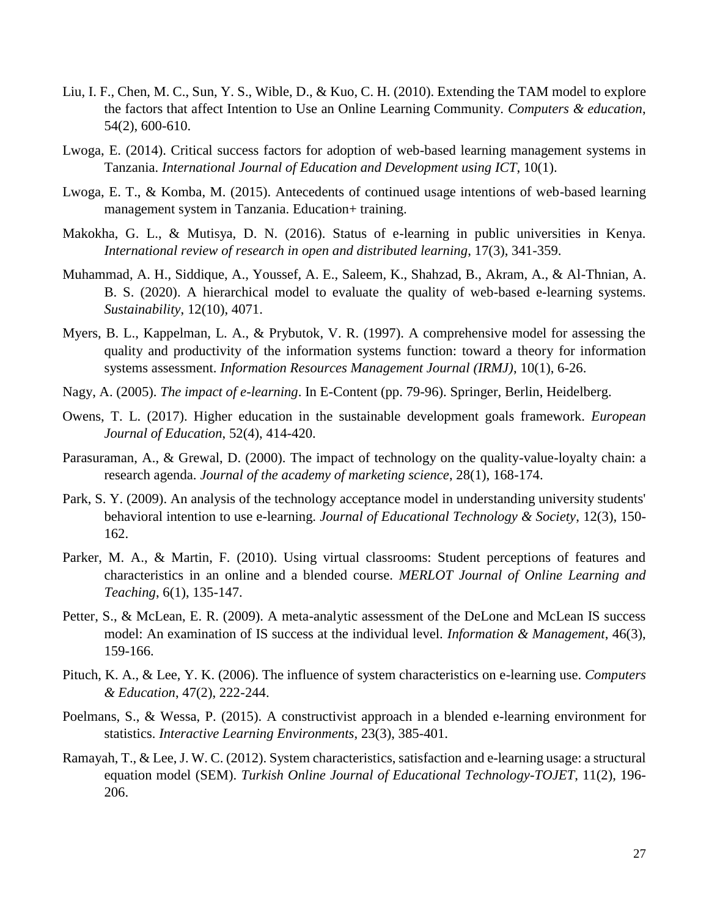Liu, I. F., Chen, M. C., Sun, Y. S., Wible, D., & Kuo, C. H. (2010). Extending the TAM model to explore the factors that affect Intention to Use an Online Learning Community. *Computers & education*, 54(2), 600-610.

Lwoga, E. (2014). Critical success factors for adoption of web-based learning management systems in Tanzania. *International Journal of Education and Development using ICT*, 10(1).

Lwoga, E. T., & Komba, M. (2015). Antecedents of continued usage intentions of web-based learning management system in Tanzania. Education+ training.

Makokha, G. L., & Mutisya, D. N. (2016). Status of e-learning in public universities in Kenya. *International review of research in open and distributed learning*, 17(3), 341-359.

Muhammad, A. H., Siddique, A., Youssef, A. E., Saleem, K., Shahzad, B., Akram, A., & Al-Thnian, A. B. S. (2020). A hierarchical model to evaluate the quality of web-based e-learning systems. *Sustainability*, 12(10), 4071.

Myers, B. L., Kappelman, L. A., & Prybutok, V. R. (1997). A comprehensive model for assessing the quality and productivity of the information systems function: toward a theory for information systems assessment. *Information Resources Management Journal (IRMJ)*, 10(1), 6-26.

Nagy, A. (2005). *The impact of e-learning*. In E-Content (pp. 79-96). Springer, Berlin, Heidelberg.

Owens, T. L. (2017). Higher education in the sustainable development goals framework. *European Journal of Education*, 52(4), 414-420.

Parasuraman, A., & Grewal, D. (2000). The impact of technology on the quality-value-loyalty chain: a research agenda. *Journal of the academy of marketing science*, 28(1), 168-174.

Park, S. Y. (2009). An analysis of the technology acceptance model in understanding university students' behavioral intention to use e-learning. *Journal of Educational Technology & Society*, 12(3), 150-162.

Parker, M. A., & Martin, F. (2010). Using virtual classrooms: Student perceptions of features and characteristics in an online and a blended course. *MERLOT Journal of Online Learning and Teaching*, 6(1), 135-147.

Petter, S., & McLean, E. R. (2009). A meta-analytic assessment of the DeLone and McLean IS success model: An examination of IS success at the individual level. *Information & Management*, 46(3), 159-166.

Pituch, K. A., & Lee, Y. K. (2006). The influence of system characteristics on e-learning use. *Computers & Education*, 47(2), 222-244.

Poelmans, S., & Wessa, P. (2015). A constructivist approach in a blended e-learning environment for statistics. *Interactive Learning Environments*, 23(3), 385-401.

Ramayah, T., & Lee, J. W. C. (2012). System characteristics, satisfaction and e-learning usage: a structural equation model (SEM). *Turkish Online Journal of Educational Technology-TOJET*, 11(2), 196-206.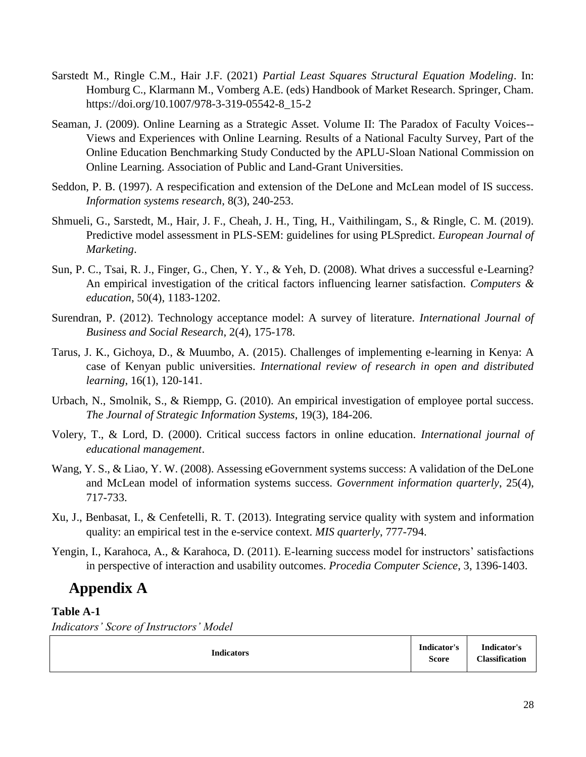Sarstedt M., Ringle C.M., Hair J.F. (2021) *Partial Least Squares Structural Equation Modeling*. In: Homburg C., Klarmann M., Vomberg A.E. (eds) Handbook of Market Research. Springer, Cham. https://doi.org/10.1007/978-3-319-05542-8_15-2

Seaman, J. (2009). Online Learning as a Strategic Asset. Volume II: The Paradox of Faculty Voices--Views and Experiences with Online Learning. Results of a National Faculty Survey, Part of the Online Education Benchmarking Study Conducted by the APLU-Sloan National Commission on Online Learning. Association of Public and Land-Grant Universities.

Seddon, P. B. (1997). A respecification and extension of the DeLone and McLean model of IS success. *Information systems research*, 8(3), 240-253.

Shmueli, G., Sarstedt, M., Hair, J. F., Cheah, J. H., Ting, H., Vaithilingam, S., & Ringle, C. M. (2019). Predictive model assessment in PLS-SEM: guidelines for using PLSpredict. *European Journal of Marketing*.

Sun, P. C., Tsai, R. J., Finger, G., Chen, Y. Y., & Yeh, D. (2008). What drives a successful e-Learning? An empirical investigation of the critical factors influencing learner satisfaction. *Computers & education*, 50(4), 1183-1202.

Surendran, P. (2012). Technology acceptance model: A survey of literature. *International Journal of Business and Social Research*, 2(4), 175-178.

Tarus, J. K., Gichoya, D., & Muumbo, A. (2015). Challenges of implementing e-learning in Kenya: A case of Kenyan public universities. *International review of research in open and distributed learning*, 16(1), 120-141.

Urbach, N., Smolnik, S., & Riempp, G. (2010). An empirical investigation of employee portal success. *The Journal of Strategic Information Systems*, 19(3), 184-206.

Volery, T., & Lord, D. (2000). Critical success factors in online education. *International journal of educational management*.

Wang, Y. S., & Liao, Y. W. (2008). Assessing eGovernment systems success: A validation of the DeLone and McLean model of information systems success. *Government information quarterly*, 25(4), 717-733.

Xu, J., Benbasat, I., & Cenfetelli, R. T. (2013). Integrating service quality with system and information quality: an empirical test in the e-service context. *MIS quarterly*, 777-794.

Yengin, I., Karahoca, A., & Karahoca, D. (2011). E-learning success model for instructors' satisfactions in perspective of interaction and usability outcomes. *Procedia Computer Science*, 3, 1396-1403.

# Appendix A

**Table A-1**

*Indicators' Score of Instructors' Model*

| Indicators | Indicator's Score | Indicator's Classification |
|---|---|---|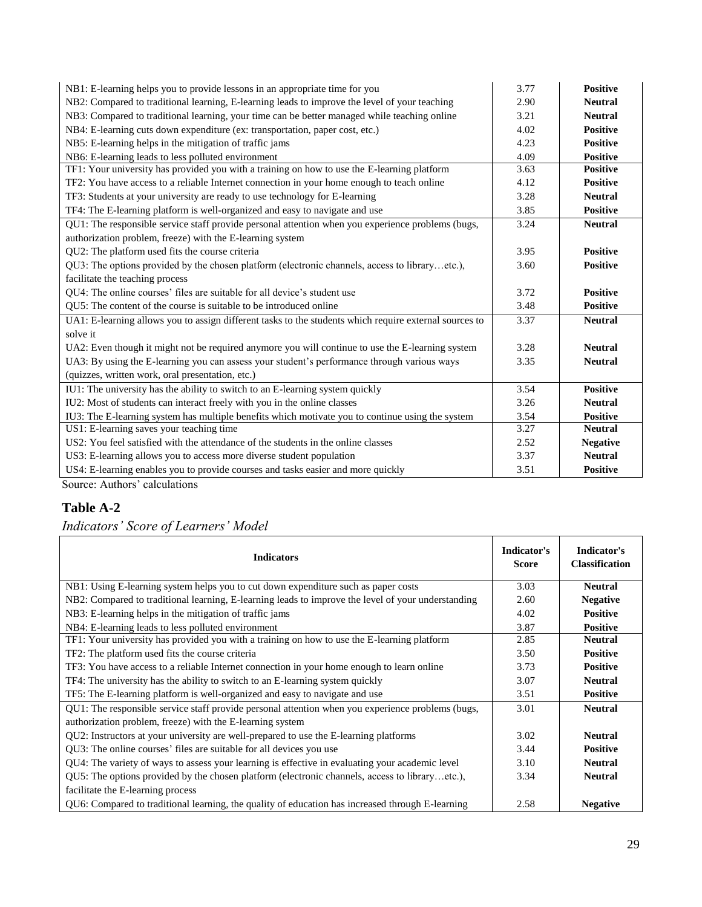| | | |
|---|---|---|
| NB1: E-learning helps you to provide lessons in an appropriate time for you | 3.77 | **Positive** |
| NB2: Compared to traditional learning, E-learning leads to improve the level of your teaching | 2.90 | **Neutral** |
| NB3: Compared to traditional learning, your time can be better managed while teaching online | 3.21 | **Neutral** |
| NB4: E-learning cuts down expenditure (ex: transportation, paper cost, etc.) | 4.02 | **Positive** |
| NB5: E-learning helps in the mitigation of traffic jams | 4.23 | **Positive** |
| NB6: E-learning leads to less polluted environment | 4.09 | **Positive** |
| TF1: Your university has provided you with a training on how to use the E-learning platform | 3.63 | **Positive** |
| TF2: You have access to a reliable Internet connection in your home enough to teach online | 4.12 | **Positive** |
| TF3: Students at your university are ready to use technology for E-learning | 3.28 | **Neutral** |
| TF4: The E-learning platform is well-organized and easy to navigate and use | 3.85 | **Positive** |
| QU1: The responsible service staff provide personal attention when you experience problems (bugs, authorization problem, freeze) with the E-learning system | 3.24 | **Neutral** |
| QU2: The platform used fits the course criteria | 3.95 | **Positive** |
| QU3: The options provided by the chosen platform (electronic channels, access to library…etc.), facilitate the teaching process | 3.60 | **Positive** |
| QU4: The online courses' files are suitable for all device's student use | 3.72 | **Positive** |
| QU5: The content of the course is suitable to be introduced online | 3.48 | **Positive** |
| UA1: E-learning allows you to assign different tasks to the students which require external sources to solve it | 3.37 | **Neutral** |
| UA2: Even though it might not be required anymore you will continue to use the E-learning system | 3.28 | **Neutral** |
| UA3: By using the E-learning you can assess your student's performance through various ways (quizzes, written work, oral presentation, etc.) | 3.35 | **Neutral** |
| IU1: The university has the ability to switch to an E-learning system quickly | 3.54 | **Positive** |
| IU2: Most of students can interact freely with you in the online classes | 3.26 | **Neutral** |
| IU3: The E-learning system has multiple benefits which motivate you to continue using the system | 3.54 | **Positive** |
| US1: E-learning saves your teaching time | 3.27 | **Neutral** |
| US2: You feel satisfied with the attendance of the students in the online classes | 2.52 | **Negative** |
| US3: E-learning allows you to access more diverse student population | 3.37 | **Neutral** |
| US4: E-learning enables you to provide courses and tasks easier and more quickly | 3.51 | **Positive** |

Source: Authors' calculations

## Table A-2

*Indicators' Score of Learners' Model*

| Indicators | Indicator's Score | Indicator's Classification |
|---|---|---|
| NB1: Using E-learning system helps you to cut down expenditure such as paper costs | 3.03 | **Neutral** |
| NB2: Compared to traditional learning, E-learning leads to improve the level of your understanding | 2.60 | **Negative** |
| NB3: E-learning helps in the mitigation of traffic jams | 4.02 | **Positive** |
| NB4: E-learning leads to less polluted environment | 3.87 | **Positive** |
| TF1: Your university has provided you with a training on how to use the E-learning platform | 2.85 | **Neutral** |
| TF2: The platform used fits the course criteria | 3.50 | **Positive** |
| TF3: You have access to a reliable Internet connection in your home enough to learn online | 3.73 | **Positive** |
| TF4: The university has the ability to switch to an E-learning system quickly | 3.07 | **Neutral** |
| TF5: The E-learning platform is well-organized and easy to navigate and use | 3.51 | **Positive** |
| QU1: The responsible service staff provide personal attention when you experience problems (bugs, authorization problem, freeze) with the E-learning system | 3.01 | **Neutral** |
| QU2: Instructors at your university are well-prepared to use the E-learning platforms | 3.02 | **Neutral** |
| QU3: The online courses' files are suitable for all devices you use | 3.44 | **Positive** |
| QU4: The variety of ways to assess your learning is effective in evaluating your academic level | 3.10 | **Neutral** |
| QU5: The options provided by the chosen platform (electronic channels, access to library…etc.), facilitate the E-learning process | 3.34 | **Neutral** |
| QU6: Compared to traditional learning, the quality of education has increased through E-learning | 2.58 | **Negative** |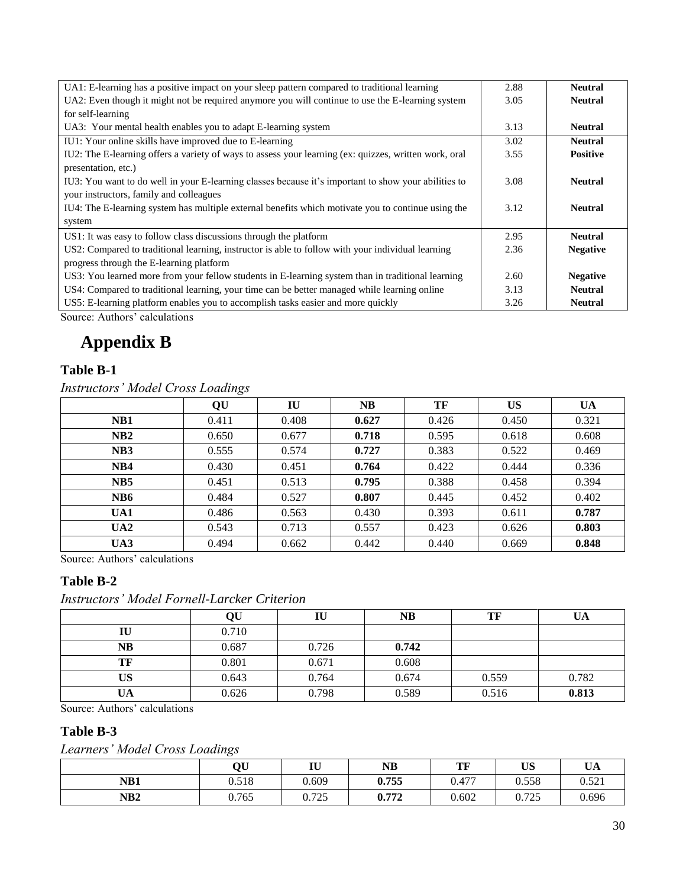| | | |
|---|---|---|
| UA1: E-learning has a positive impact on your sleep pattern compared to traditional learning | 2.88 | **Neutral** |
| UA2: Even though it might not be required anymore you will continue to use the E-learning system for self-learning | 3.05 | **Neutral** |
| UA3: Your mental health enables you to adapt E-learning system | 3.13 | **Neutral** |
| IU1: Your online skills have improved due to E-learning | 3.02 | **Neutral** |
| IU2: The E-learning offers a variety of ways to assess your learning (ex: quizzes, written work, oral presentation, etc.) | 3.55 | **Positive** |
| IU3: You want to do well in your E-learning classes because it's important to show your abilities to your instructors, family and colleagues | 3.08 | **Neutral** |
| IU4: The E-learning system has multiple external benefits which motivate you to continue using the system | 3.12 | **Neutral** |
| US1: It was easy to follow class discussions through the platform | 2.95 | **Neutral** |
| US2: Compared to traditional learning, instructor is able to follow with your individual learning progress through the E-learning platform | 2.36 | **Negative** |
| US3: You learned more from your fellow students in E-learning system than in traditional learning | 2.60 | **Negative** |
| US4: Compared to traditional learning, your time can be better managed while learning online | 3.13 | **Neutral** |
| US5: E-learning platform enables you to accomplish tasks easier and more quickly | 3.26 | **Neutral** |

Source: Authors' calculations

# Appendix B

**Table B-1**

*Instructors' Model Cross Loadings*

| | QU | IU | NB | TF | US | UA |
|---|---|---|---|---|---|---|
| **NB1** | 0.411 | 0.408 | **0.627** | 0.426 | 0.450 | 0.321 |
| **NB2** | 0.650 | 0.677 | **0.718** | 0.595 | 0.618 | 0.608 |
| **NB3** | 0.555 | 0.574 | **0.727** | 0.383 | 0.522 | 0.469 |
| **NB4** | 0.430 | 0.451 | **0.764** | 0.422 | 0.444 | 0.336 |
| **NB5** | 0.451 | 0.513 | **0.795** | 0.388 | 0.458 | 0.394 |
| **NB6** | 0.484 | 0.527 | **0.807** | 0.445 | 0.452 | 0.402 |
| **UA1** | 0.486 | 0.563 | 0.430 | 0.393 | 0.611 | **0.787** |
| **UA2** | 0.543 | 0.713 | 0.557 | 0.423 | 0.626 | **0.803** |
| **UA3** | 0.494 | 0.662 | 0.442 | 0.440 | 0.669 | **0.848** |

Source: Authors' calculations

**Table B-2**

*Instructors' Model Fornell-Larcker Criterion*

| | QU | IU | NB | TF | UA |
|---|---|---|---|---|---|
| **IU** | 0.710 | | | | |
| **NB** | 0.687 | 0.726 | **0.742** | | |
| **TF** | 0.801 | 0.671 | 0.608 | | |
| **US** | 0.643 | 0.764 | 0.674 | 0.559 | 0.782 |
| **UA** | 0.626 | 0.798 | 0.589 | 0.516 | **0.813** |

Source: Authors' calculations

**Table B-3**

*Learners' Model Cross Loadings*

| | QU | IU | NB | TF | US | UA |
|---|---|---|---|---|---|---|
| **NB1** | 0.518 | 0.609 | **0.755** | 0.477 | 0.558 | 0.521 |
| **NB2** | 0.765 | 0.725 | **0.772** | 0.602 | 0.725 | 0.696 |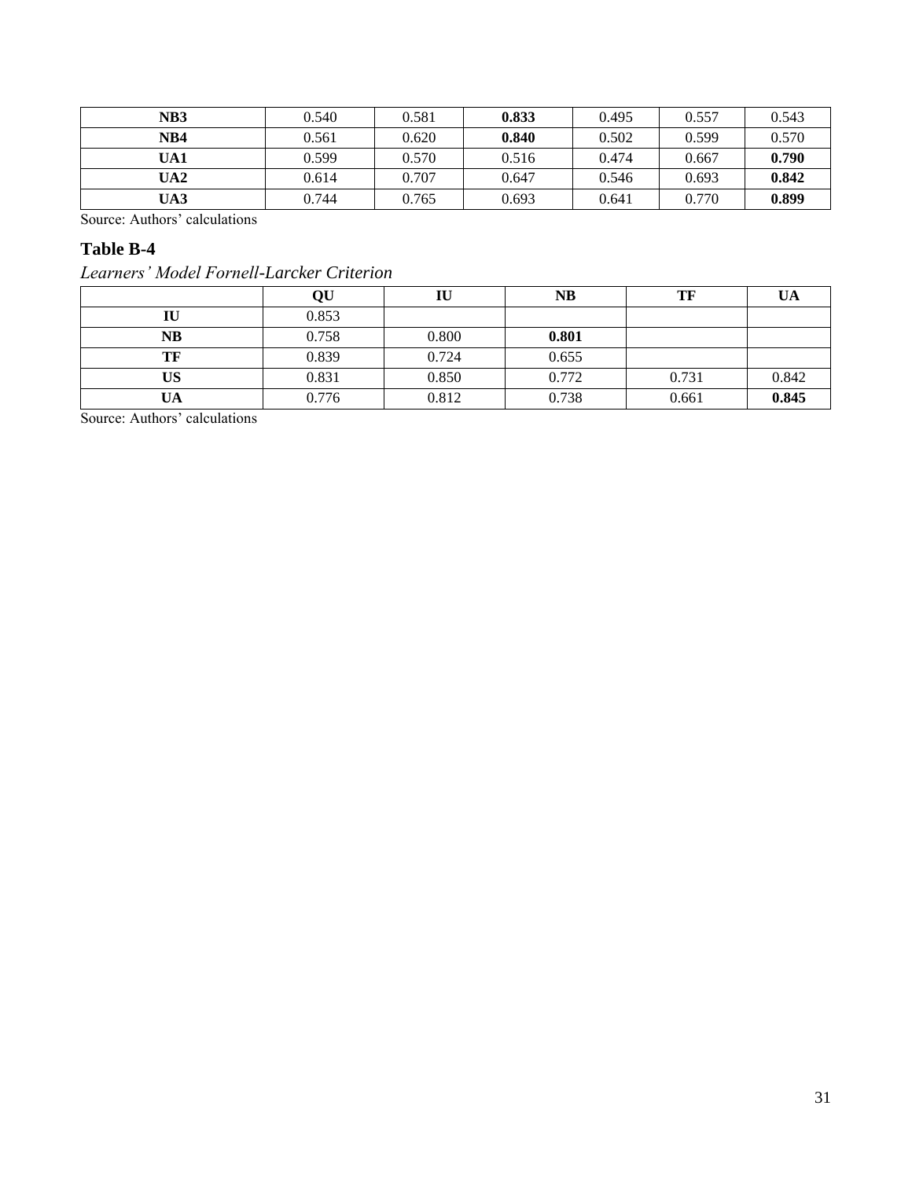| | | | | | | |
|---|---|---|---|---|---|---|
| **NB3** | 0.540 | 0.581 | **0.833** | 0.495 | 0.557 | 0.543 |
| **NB4** | 0.561 | 0.620 | **0.840** | 0.502 | 0.599 | 0.570 |
| **UA1** | 0.599 | 0.570 | 0.516 | 0.474 | 0.667 | **0.790** |
| **UA2** | 0.614 | 0.707 | 0.647 | 0.546 | 0.693 | **0.842** |
| **UA3** | 0.744 | 0.765 | 0.693 | 0.641 | 0.770 | **0.899** |

Source: Authors' calculations

### Table B-4

*Learners' Model Fornell-Larcker Criterion*

| | QU | IU | NB | TF | UA |
|---|---|---|---|---|---|
| **IU** | 0.853 | | | | |
| **NB** | 0.758 | 0.800 | **0.801** | | |
| **TF** | 0.839 | 0.724 | 0.655 | | |
| **US** | 0.831 | 0.850 | 0.772 | 0.731 | 0.842 |
| **UA** | 0.776 | 0.812 | 0.738 | 0.661 | **0.845** |

Source: Authors' calculations